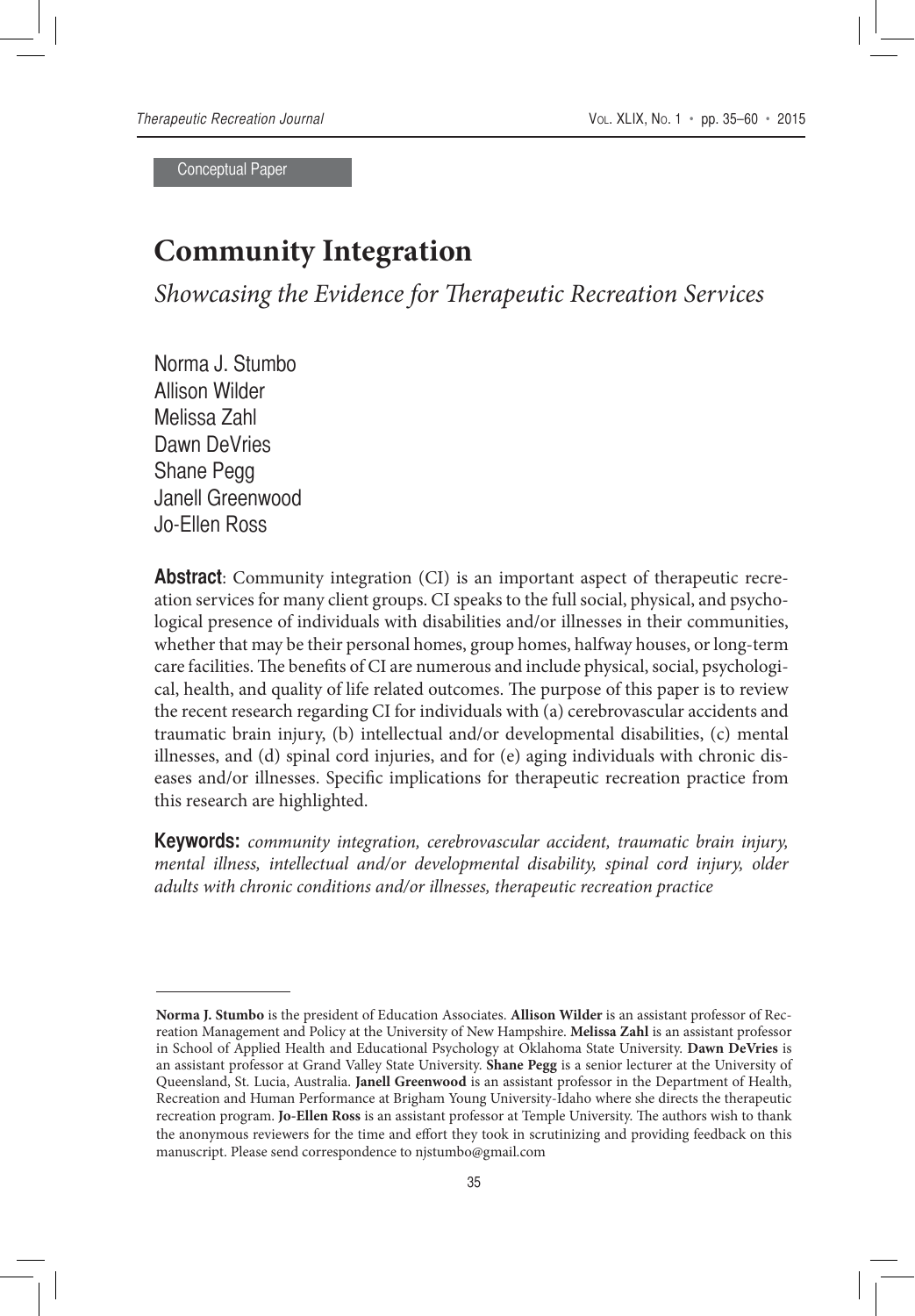Conceptual Paper

# Community Integration

## *Showcasing the Evidence for Therapeutic Recreation Services*

Norma J. Stumbo
Allison Wilder
Melissa Zahl
Dawn DeVries
Shane Pegg
Janell Greenwood
Jo-Ellen Ross

**Abstract**: Community integration (CI) is an important aspect of therapeutic recreation services for many client groups. CI speaks to the full social, physical, and psychological presence of individuals with disabilities and/or illnesses in their communities, whether that may be their personal homes, group homes, halfway houses, or long-term care facilities. The benefits of CI are numerous and include physical, social, psychological, health, and quality of life related outcomes. The purpose of this paper is to review the recent research regarding CI for individuals with (a) cerebrovascular accidents and traumatic brain injury, (b) intellectual and/or developmental disabilities, (c) mental illnesses, and (d) spinal cord injuries, and for (e) aging individuals with chronic diseases and/or illnesses. Specific implications for therapeutic recreation practice from this research are highlighted.

**Keywords:** *community integration, cerebrovascular accident, traumatic brain injury, mental illness, intellectual and/or developmental disability, spinal cord injury, older adults with chronic conditions and/or illnesses, therapeutic recreation practice*

---

**Norma J. Stumbo** is the president of Education Associates. **Allison Wilder** is an assistant professor of Recreation Management and Policy at the University of New Hampshire. **Melissa Zahl** is an assistant professor in School of Applied Health and Educational Psychology at Oklahoma State University. **Dawn DeVries** is an assistant professor at Grand Valley State University. **Shane Pegg** is a senior lecturer at the University of Queensland, St. Lucia, Australia. **Janell Greenwood** is an assistant professor in the Department of Health, Recreation and Human Performance at Brigham Young University-Idaho where she directs the therapeutic recreation program. **Jo-Ellen Ross** is an assistant professor at Temple University. The authors wish to thank the anonymous reviewers for the time and effort they took in scrutinizing and providing feedback on this manuscript. Please send correspondence to njstumbo@gmail.com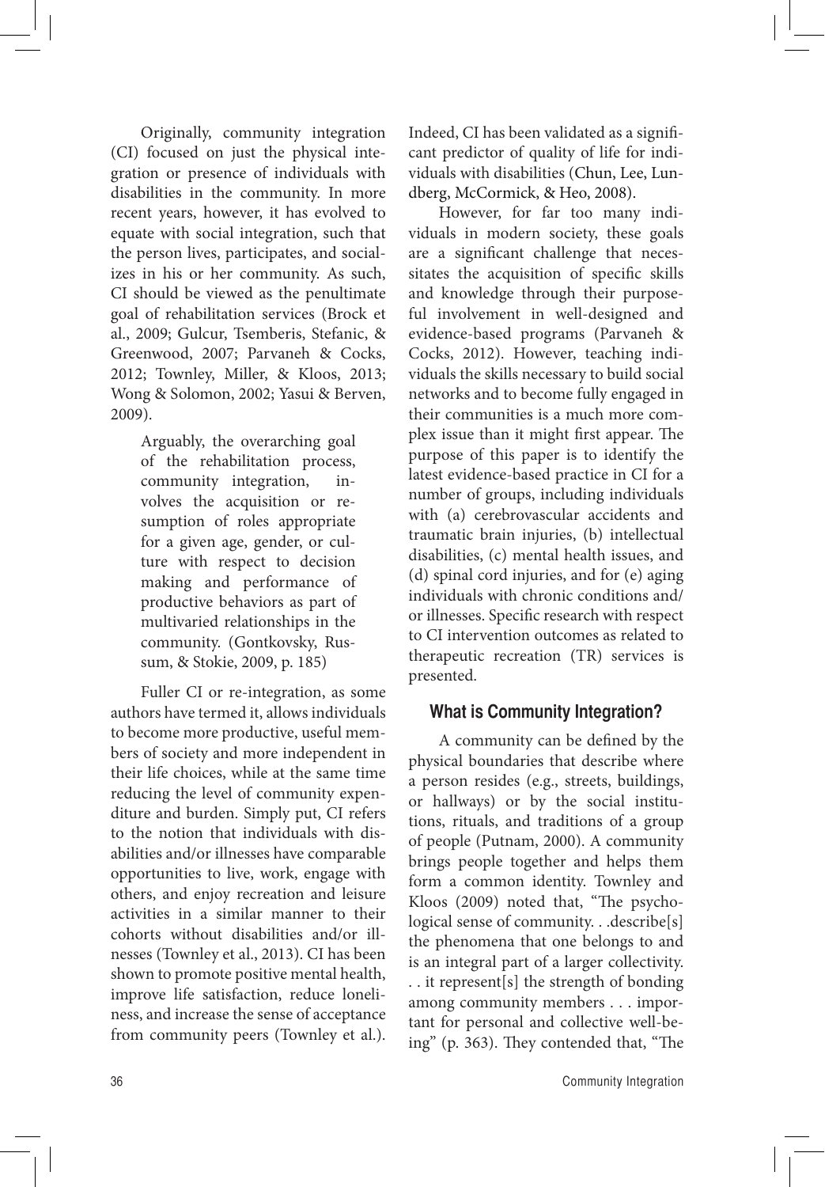Originally, community integration (CI) focused on just the physical integration or presence of individuals with disabilities in the community. In more recent years, however, it has evolved to equate with social integration, such that the person lives, participates, and socializes in his or her community. As such, CI should be viewed as the penultimate goal of rehabilitation services (Brock et al., 2009; Gulcur, Tsemberis, Stefanic, & Greenwood, 2007; Parvaneh & Cocks, 2012; Townley, Miller, & Kloos, 2013; Wong & Solomon, 2002; Yasui & Berven, 2009).

> Arguably, the overarching goal of the rehabilitation process, community integration, involves the acquisition or resumption of roles appropriate for a given age, gender, or culture with respect to decision making and performance of productive behaviors as part of multivaried relationships in the community. (Gontkovsky, Russum, & Stokie, 2009, p. 185)

Fuller CI or re-integration, as some authors have termed it, allows individuals to become more productive, useful members of society and more independent in their life choices, while at the same time reducing the level of community expenditure and burden. Simply put, CI refers to the notion that individuals with disabilities and/or illnesses have comparable opportunities to live, work, engage with others, and enjoy recreation and leisure activities in a similar manner to their cohorts without disabilities and/or illnesses (Townley et al., 2013). CI has been shown to promote positive mental health, improve life satisfaction, reduce loneliness, and increase the sense of acceptance from community peers (Townley et al.). Indeed, CI has been validated as a significant predictor of quality of life for individuals with disabilities (Chun, Lee, Lundberg, McCormick, & Heo, 2008).

However, for far too many individuals in modern society, these goals are a significant challenge that necessitates the acquisition of specific skills and knowledge through their purposeful involvement in well-designed and evidence-based programs (Parvaneh & Cocks, 2012). However, teaching individuals the skills necessary to build social networks and to become fully engaged in their communities is a much more complex issue than it might first appear. The purpose of this paper is to identify the latest evidence-based practice in CI for a number of groups, including individuals with (a) cerebrovascular accidents and traumatic brain injuries, (b) intellectual disabilities, (c) mental health issues, and (d) spinal cord injuries, and for (e) aging individuals with chronic conditions and/or illnesses. Specific research with respect to CI intervention outcomes as related to therapeutic recreation (TR) services is presented.

## What is Community Integration?

A community can be defined by the physical boundaries that describe where a person resides (e.g., streets, buildings, or hallways) or by the social institutions, rituals, and traditions of a group of people (Putnam, 2000). A community brings people together and helps them form a common identity. Townley and Kloos (2009) noted that, "The psychological sense of community. . .describe[s] the phenomena that one belongs to and is an integral part of a larger collectivity. . . it represent[s] the strength of bonding among community members . . . important for personal and collective well-being" (p. 363). They contended that, "The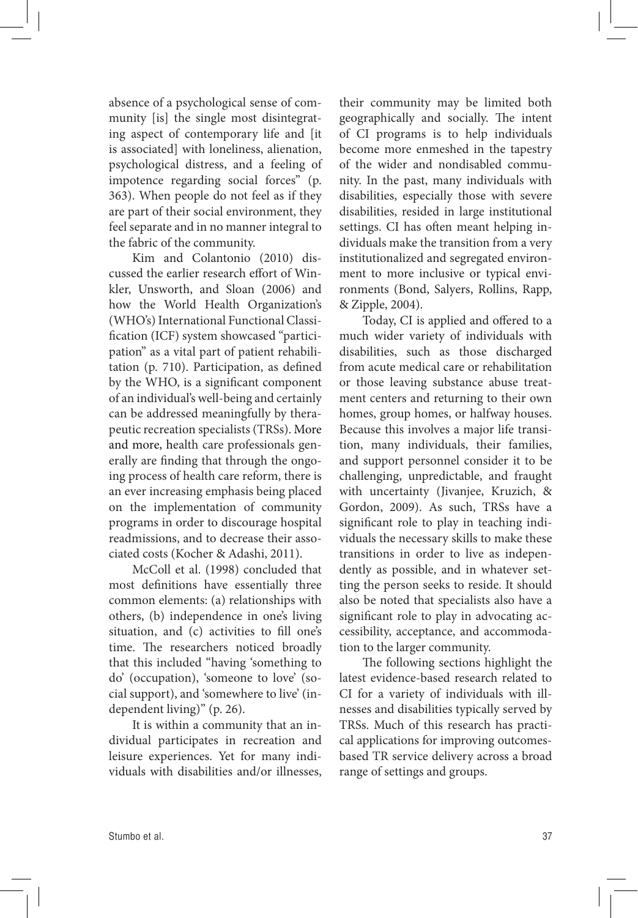absence of a psychological sense of community [is] the single most disintegrating aspect of contemporary life and [it is associated] with loneliness, alienation, psychological distress, and a feeling of impotence regarding social forces" (p. 363). When people do not feel as if they are part of their social environment, they feel separate and in no manner integral to the fabric of the community.

Kim and Colantonio (2010) discussed the earlier research effort of Winkler, Unsworth, and Sloan (2006) and how the World Health Organization's (WHO's) International Functional Classification (ICF) system showcased "participation" as a vital part of patient rehabilitation (p. 710). Participation, as defined by the WHO, is a significant component of an individual's well-being and certainly can be addressed meaningfully by therapeutic recreation specialists (TRSs). More and more, health care professionals generally are finding that through the ongoing process of health care reform, there is an ever increasing emphasis being placed on the implementation of community programs in order to discourage hospital readmissions, and to decrease their associated costs (Kocher & Adashi, 2011).

McColl et al. (1998) concluded that most definitions have essentially three common elements: (a) relationships with others, (b) independence in one's living situation, and (c) activities to fill one's time. The researchers noticed broadly that this included "having 'something to do' (occupation), 'someone to love' (social support), and 'somewhere to live' (independent living)" (p. 26).

It is within a community that an individual participates in recreation and leisure experiences. Yet for many individuals with disabilities and/or illnesses, their community may be limited both geographically and socially. The intent of CI programs is to help individuals become more enmeshed in the tapestry of the wider and nondisabled community. In the past, many individuals with disabilities, especially those with severe disabilities, resided in large institutional settings. CI has often meant helping individuals make the transition from a very institutionalized and segregated environment to more inclusive or typical environments (Bond, Salyers, Rollins, Rapp, & Zipple, 2004).

Today, CI is applied and offered to a much wider variety of individuals with disabilities, such as those discharged from acute medical care or rehabilitation or those leaving substance abuse treatment centers and returning to their own homes, group homes, or halfway houses. Because this involves a major life transition, many individuals, their families, and support personnel consider it to be challenging, unpredictable, and fraught with uncertainty (Jivanjee, Kruzich, & Gordon, 2009). As such, TRSs have a significant role to play in teaching individuals the necessary skills to make these transitions in order to live as independently as possible, and in whatever setting the person seeks to reside. It should also be noted that specialists also have a significant role to play in advocating accessibility, acceptance, and accommodation to the larger community.

The following sections highlight the latest evidence-based research related to CI for a variety of individuals with illnesses and disabilities typically served by TRSs. Much of this research has practical applications for improving outcomes-based TR service delivery across a broad range of settings and groups.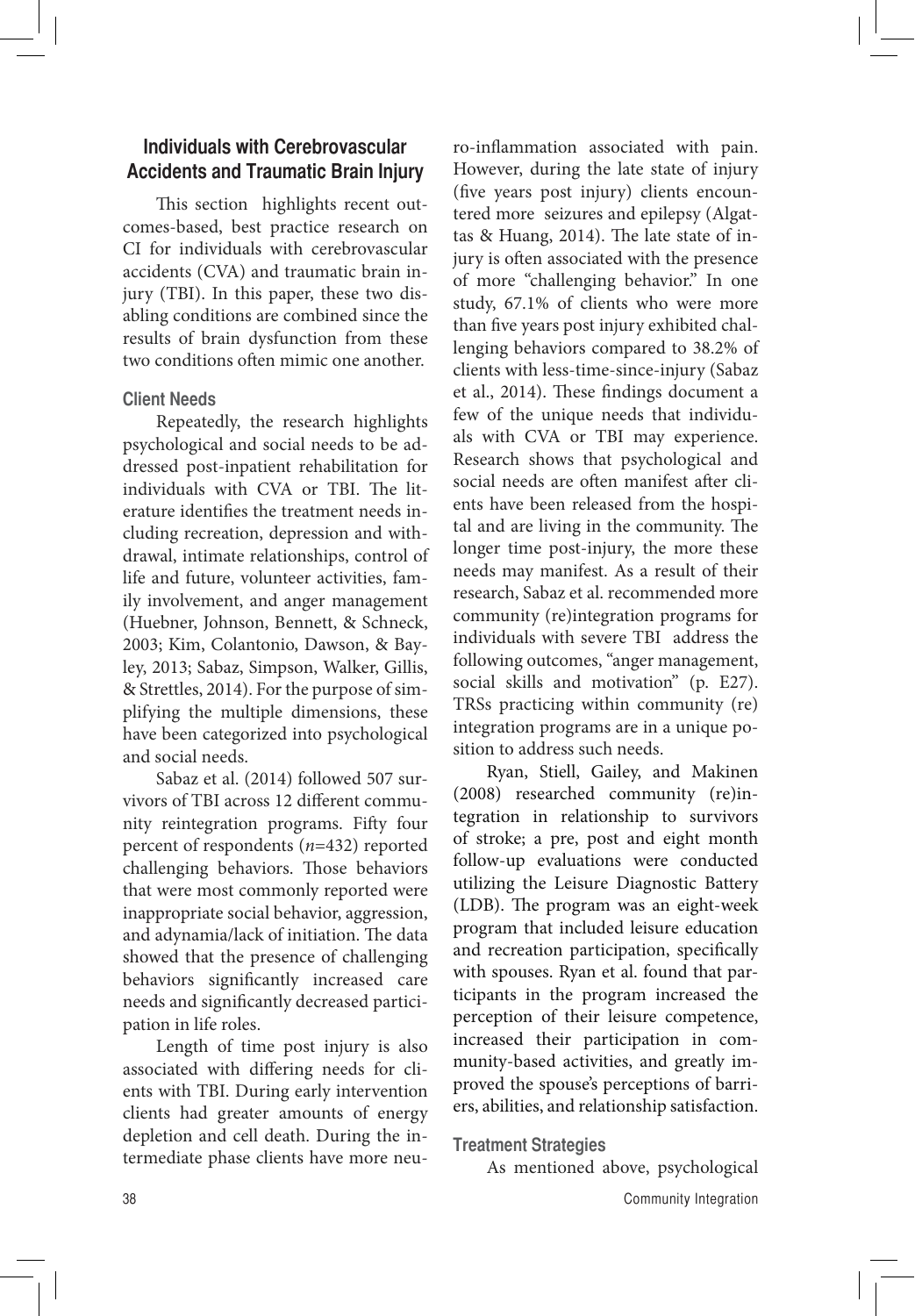## Individuals with Cerebrovascular Accidents and Traumatic Brain Injury

This section highlights recent outcomes-based, best practice research on CI for individuals with cerebrovascular accidents (CVA) and traumatic brain injury (TBI). In this paper, these two disabling conditions are combined since the results of brain dysfunction from these two conditions often mimic one another.

### Client Needs

Repeatedly, the research highlights psychological and social needs to be addressed post-inpatient rehabilitation for individuals with CVA or TBI. The literature identifies the treatment needs including recreation, depression and withdrawal, intimate relationships, control of life and future, volunteer activities, family involvement, and anger management (Huebner, Johnson, Bennett, & Schneck, 2003; Kim, Colantonio, Dawson, & Bayley, 2013; Sabaz, Simpson, Walker, Gillis, & Strettles, 2014). For the purpose of simplifying the multiple dimensions, these have been categorized into psychological and social needs.

Sabaz et al. (2014) followed 507 survivors of TBI across 12 different community reintegration programs. Fifty four percent of respondents (*n*=432) reported challenging behaviors. Those behaviors that were most commonly reported were inappropriate social behavior, aggression, and adynamia/lack of initiation. The data showed that the presence of challenging behaviors significantly increased care needs and significantly decreased participation in life roles.

Length of time post injury is also associated with differing needs for clients with TBI. During early intervention clients had greater amounts of energy depletion and cell death. During the intermediate phase clients have more neuro-inflammation associated with pain. However, during the late state of injury (five years post injury) clients encountered more seizures and epilepsy (Algattas & Huang, 2014). The late state of injury is often associated with the presence of more "challenging behavior." In one study, 67.1% of clients who were more than five years post injury exhibited challenging behaviors compared to 38.2% of clients with less-time-since-injury (Sabaz et al., 2014). These findings document a few of the unique needs that individuals with CVA or TBI may experience. Research shows that psychological and social needs are often manifest after clients have been released from the hospital and are living in the community. The longer time post-injury, the more these needs may manifest. As a result of their research, Sabaz et al. recommended more community (re)integration programs for individuals with severe TBI address the following outcomes, "anger management, social skills and motivation" (p. E27). TRSs practicing within community (re) integration programs are in a unique position to address such needs.

Ryan, Stiell, Gailey, and Makinen (2008) researched community (re)integration in relationship to survivors of stroke; a pre, post and eight month follow-up evaluations were conducted utilizing the Leisure Diagnostic Battery (LDB). The program was an eight-week program that included leisure education and recreation participation, specifically with spouses. Ryan et al. found that participants in the program increased the perception of their leisure competence, increased their participation in community-based activities, and greatly improved the spouse's perceptions of barriers, abilities, and relationship satisfaction.

### Treatment Strategies

As mentioned above, psychological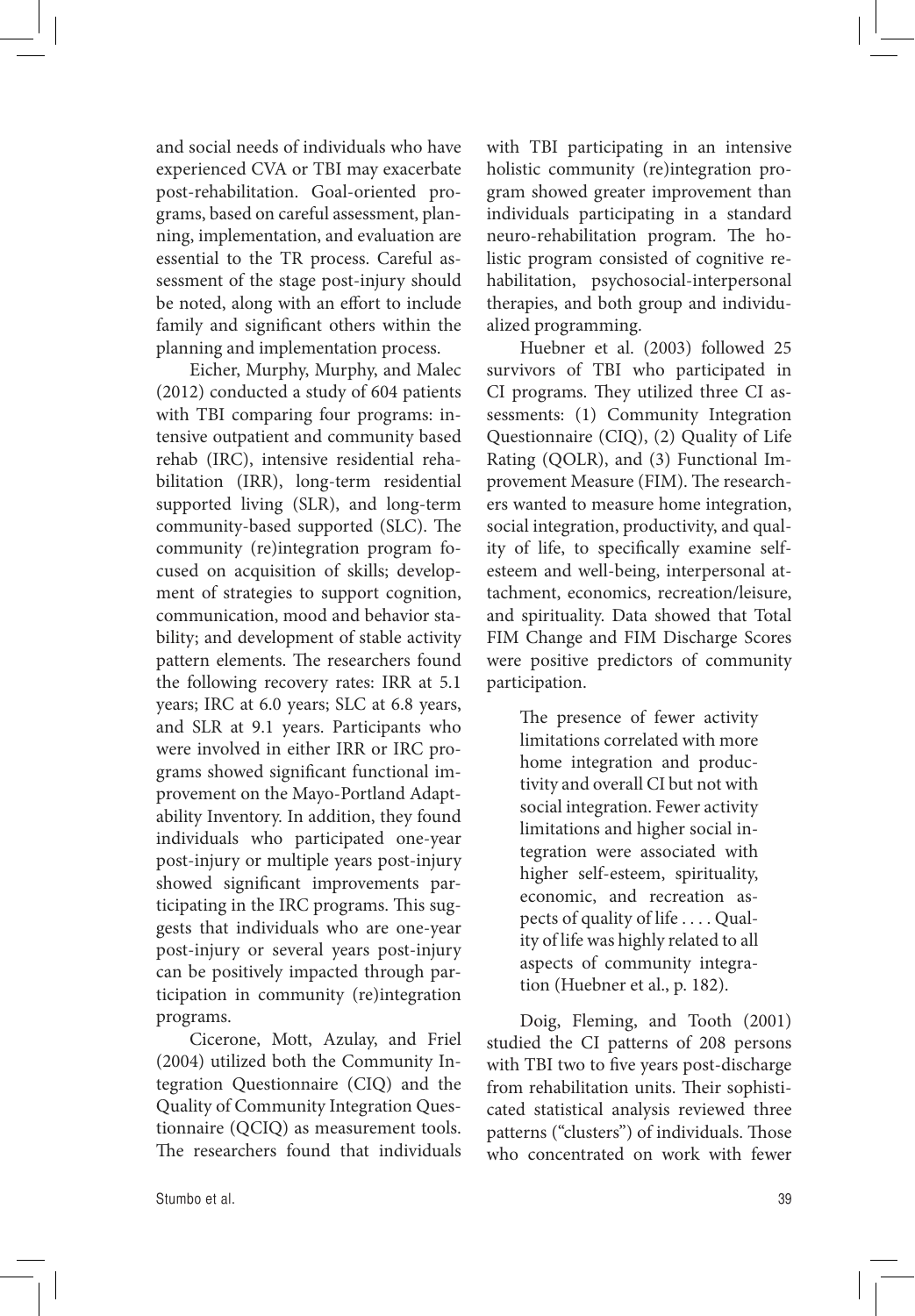and social needs of individuals who have experienced CVA or TBI may exacerbate post-rehabilitation. Goal-oriented programs, based on careful assessment, planning, implementation, and evaluation are essential to the TR process. Careful assessment of the stage post-injury should be noted, along with an effort to include family and significant others within the planning and implementation process.

Eicher, Murphy, Murphy, and Malec (2012) conducted a study of 604 patients with TBI comparing four programs: intensive outpatient and community based rehab (IRC), intensive residential rehabilitation (IRR), long-term residential supported living (SLR), and long-term community-based supported (SLC). The community (re)integration program focused on acquisition of skills; development of strategies to support cognition, communication, mood and behavior stability; and development of stable activity pattern elements. The researchers found the following recovery rates: IRR at 5.1 years; IRC at 6.0 years; SLC at 6.8 years, and SLR at 9.1 years. Participants who were involved in either IRR or IRC programs showed significant functional improvement on the Mayo-Portland Adaptability Inventory. In addition, they found individuals who participated one-year post-injury or multiple years post-injury showed significant improvements participating in the IRC programs. This suggests that individuals who are one-year post-injury or several years post-injury can be positively impacted through participation in community (re)integration programs.

Cicerone, Mott, Azulay, and Friel (2004) utilized both the Community Integration Questionnaire (CIQ) and the Quality of Community Integration Questionnaire (QCIQ) as measurement tools. The researchers found that individuals with TBI participating in an intensive holistic community (re)integration program showed greater improvement than individuals participating in a standard neuro-rehabilitation program. The holistic program consisted of cognitive rehabilitation, psychosocial-interpersonal therapies, and both group and individualized programming.

Huebner et al. (2003) followed 25 survivors of TBI who participated in CI programs. They utilized three CI assessments: (1) Community Integration Questionnaire (CIQ), (2) Quality of Life Rating (QOLR), and (3) Functional Improvement Measure (FIM). The researchers wanted to measure home integration, social integration, productivity, and quality of life, to specifically examine self-esteem and well-being, interpersonal attachment, economics, recreation/leisure, and spirituality. Data showed that Total FIM Change and FIM Discharge Scores were positive predictors of community participation.

> The presence of fewer activity limitations correlated with more home integration and productivity and overall CI but not with social integration. Fewer activity limitations and higher social integration were associated with higher self-esteem, spirituality, economic, and recreation aspects of quality of life . . . . Quality of life was highly related to all aspects of community integration (Huebner et al., p. 182).

Doig, Fleming, and Tooth (2001) studied the CI patterns of 208 persons with TBI two to five years post-discharge from rehabilitation units. Their sophisticated statistical analysis reviewed three patterns ("clusters") of individuals. Those who concentrated on work with fewer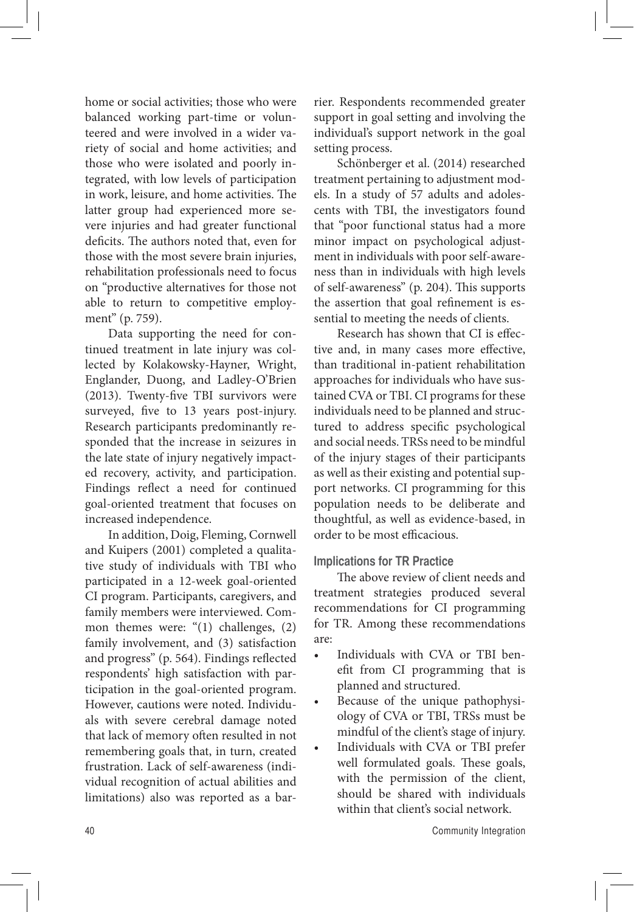home or social activities; those who were balanced working part-time or volunteered and were involved in a wider variety of social and home activities; and those who were isolated and poorly integrated, with low levels of participation in work, leisure, and home activities. The latter group had experienced more severe injuries and had greater functional deficits. The authors noted that, even for those with the most severe brain injuries, rehabilitation professionals need to focus on "productive alternatives for those not able to return to competitive employment" (p. 759).

Data supporting the need for continued treatment in late injury was collected by Kolakowsky-Hayner, Wright, Englander, Duong, and Ladley-O'Brien (2013). Twenty-five TBI survivors were surveyed, five to 13 years post-injury. Research participants predominantly responded that the increase in seizures in the late state of injury negatively impacted recovery, activity, and participation. Findings reflect a need for continued goal-oriented treatment that focuses on increased independence.

In addition, Doig, Fleming, Cornwell and Kuipers (2001) completed a qualitative study of individuals with TBI who participated in a 12-week goal-oriented CI program. Participants, caregivers, and family members were interviewed. Common themes were: "(1) challenges, (2) family involvement, and (3) satisfaction and progress" (p. 564). Findings reflected respondents' high satisfaction with participation in the goal-oriented program. However, cautions were noted. Individuals with severe cerebral damage noted that lack of memory often resulted in not remembering goals that, in turn, created frustration. Lack of self-awareness (individual recognition of actual abilities and limitations) also was reported as a barrier. Respondents recommended greater support in goal setting and involving the individual's support network in the goal setting process.

Schönberger et al. (2014) researched treatment pertaining to adjustment models. In a study of 57 adults and adolescents with TBI, the investigators found that "poor functional status had a more minor impact on psychological adjustment in individuals with poor self-awareness than in individuals with high levels of self-awareness" (p. 204). This supports the assertion that goal refinement is essential to meeting the needs of clients.

Research has shown that CI is effective and, in many cases more effective, than traditional in-patient rehabilitation approaches for individuals who have sustained CVA or TBI. CI programs for these individuals need to be planned and structured to address specific psychological and social needs. TRSs need to be mindful of the injury stages of their participants as well as their existing and potential support networks. CI programming for this population needs to be deliberate and thoughtful, as well as evidence-based, in order to be most efficacious.

### Implications for TR Practice

The above review of client needs and treatment strategies produced several recommendations for CI programming for TR. Among these recommendations are:

- Individuals with CVA or TBI benefit from CI programming that is planned and structured.
- Because of the unique pathophysiology of CVA or TBI, TRSs must be mindful of the client's stage of injury.
- Individuals with CVA or TBI prefer well formulated goals. These goals, with the permission of the client, should be shared with individuals within that client's social network.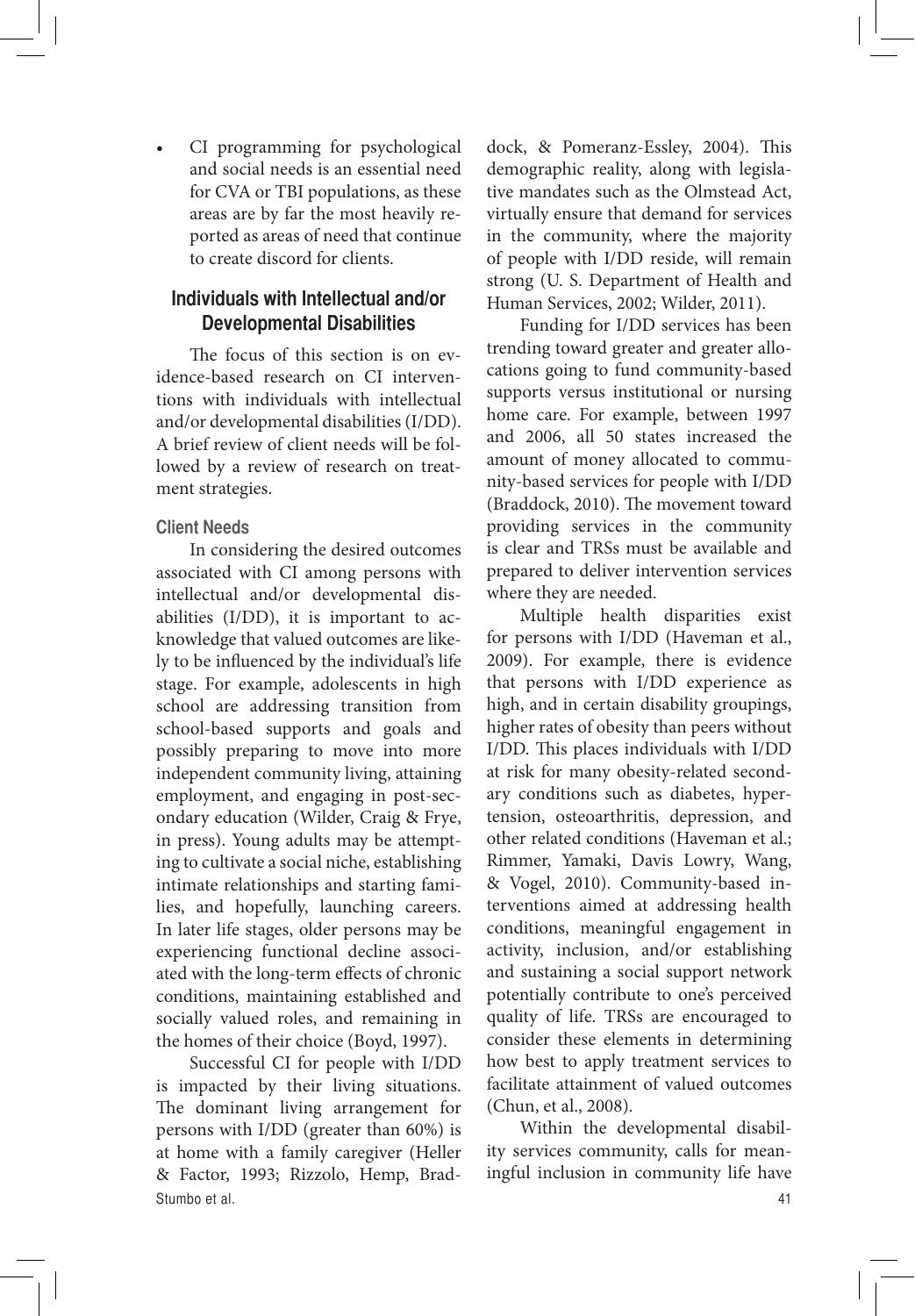- CI programming for psychological and social needs is an essential need for CVA or TBI populations, as these areas are by far the most heavily reported as areas of need that continue to create discord for clients.

## Individuals with Intellectual and/or Developmental Disabilities

The focus of this section is on evidence-based research on CI interventions with individuals with intellectual and/or developmental disabilities (I/DD). A brief review of client needs will be followed by a review of research on treatment strategies.

### Client Needs

In considering the desired outcomes associated with CI among persons with intellectual and/or developmental disabilities (I/DD), it is important to acknowledge that valued outcomes are likely to be influenced by the individual's life stage. For example, adolescents in high school are addressing transition from school-based supports and goals and possibly preparing to move into more independent community living, attaining employment, and engaging in post-secondary education (Wilder, Craig & Frye, in press). Young adults may be attempting to cultivate a social niche, establishing intimate relationships and starting families, and hopefully, launching careers. In later life stages, older persons may be experiencing functional decline associated with the long-term effects of chronic conditions, maintaining established and socially valued roles, and remaining in the homes of their choice (Boyd, 1997).

Successful CI for people with I/DD is impacted by their living situations. The dominant living arrangement for persons with I/DD (greater than 60%) is at home with a family caregiver (Heller & Factor, 1993; Rizzolo, Hemp, Braddock, & Pomeranz-Essley, 2004). This demographic reality, along with legislative mandates such as the Olmstead Act, virtually ensure that demand for services in the community, where the majority of people with I/DD reside, will remain strong (U. S. Department of Health and Human Services, 2002; Wilder, 2011).

Funding for I/DD services has been trending toward greater and greater allocations going to fund community-based supports versus institutional or nursing home care. For example, between 1997 and 2006, all 50 states increased the amount of money allocated to community-based services for people with I/DD (Braddock, 2010). The movement toward providing services in the community is clear and TRSs must be available and prepared to deliver intervention services where they are needed.

Multiple health disparities exist for persons with I/DD (Haveman et al., 2009). For example, there is evidence that persons with I/DD experience as high, and in certain disability groupings, higher rates of obesity than peers without I/DD. This places individuals with I/DD at risk for many obesity-related secondary conditions such as diabetes, hypertension, osteoarthritis, depression, and other related conditions (Haveman et al.; Rimmer, Yamaki, Davis Lowry, Wang, & Vogel, 2010). Community-based interventions aimed at addressing health conditions, meaningful engagement in activity, inclusion, and/or establishing and sustaining a social support network potentially contribute to one's perceived quality of life. TRSs are encouraged to consider these elements in determining how best to apply treatment services to facilitate attainment of valued outcomes (Chun, et al., 2008).

Within the developmental disability services community, calls for meaningful inclusion in community life have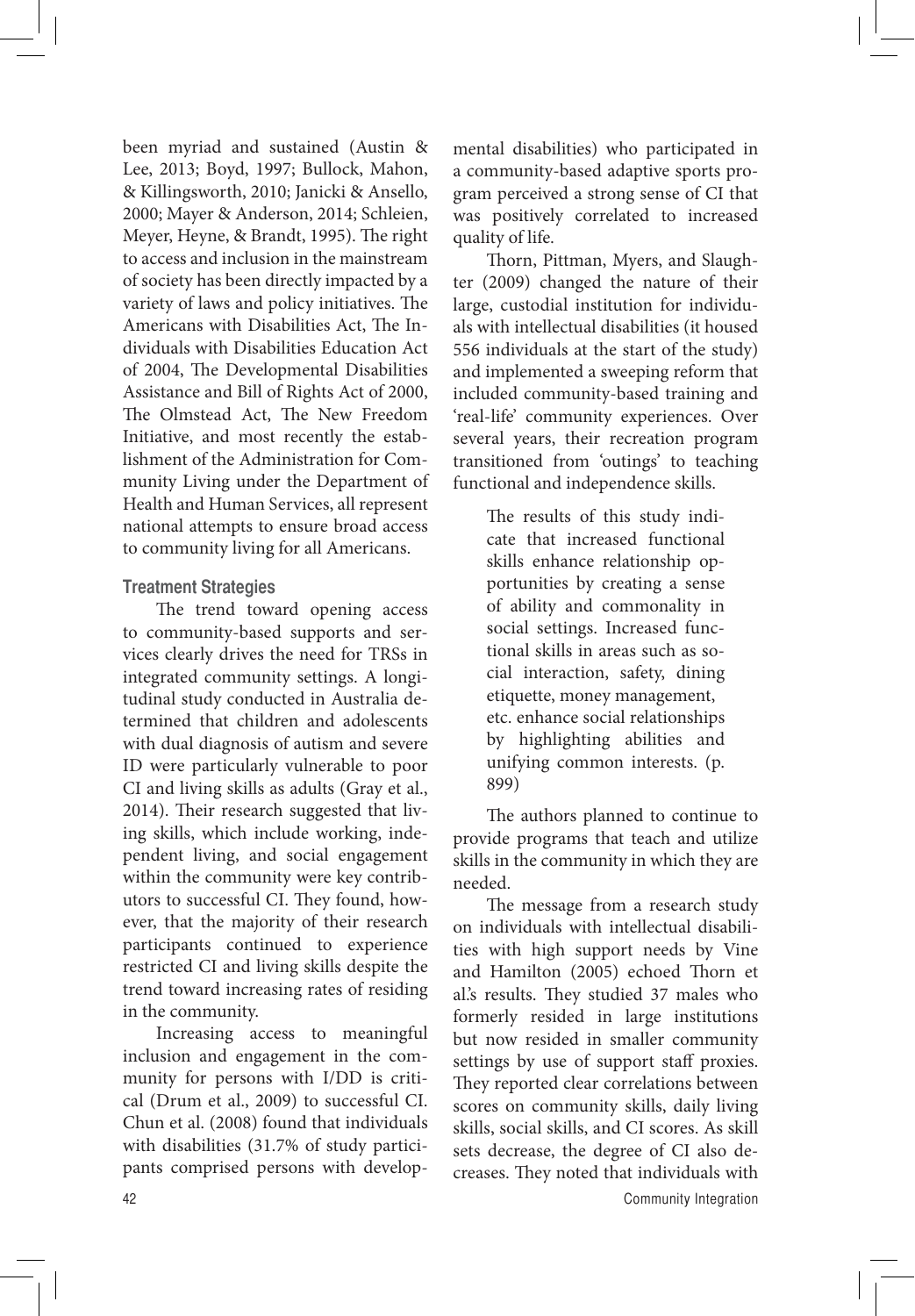been myriad and sustained (Austin & Lee, 2013; Boyd, 1997; Bullock, Mahon, & Killingsworth, 2010; Janicki & Ansello, 2000; Mayer & Anderson, 2014; Schleien, Meyer, Heyne, & Brandt, 1995). The right to access and inclusion in the mainstream of society has been directly impacted by a variety of laws and policy initiatives. The Americans with Disabilities Act, The Individuals with Disabilities Education Act of 2004, The Developmental Disabilities Assistance and Bill of Rights Act of 2000, The Olmstead Act, The New Freedom Initiative, and most recently the establishment of the Administration for Community Living under the Department of Health and Human Services, all represent national attempts to ensure broad access to community living for all Americans.

### Treatment Strategies

The trend toward opening access to community-based supports and services clearly drives the need for TRSs in integrated community settings. A longitudinal study conducted in Australia determined that children and adolescents with dual diagnosis of autism and severe ID were particularly vulnerable to poor CI and living skills as adults (Gray et al., 2014). Their research suggested that living skills, which include working, independent living, and social engagement within the community were key contributors to successful CI. They found, however, that the majority of their research participants continued to experience restricted CI and living skills despite the trend toward increasing rates of residing in the community.

Increasing access to meaningful inclusion and engagement in the community for persons with I/DD is critical (Drum et al., 2009) to successful CI. Chun et al. (2008) found that individuals with disabilities (31.7% of study participants comprised persons with developmental disabilities) who participated in a community-based adaptive sports program perceived a strong sense of CI that was positively correlated to increased quality of life.

Thorn, Pittman, Myers, and Slaughter (2009) changed the nature of their large, custodial institution for individuals with intellectual disabilities (it housed 556 individuals at the start of the study) and implemented a sweeping reform that included community-based training and 'real-life' community experiences. Over several years, their recreation program transitioned from 'outings' to teaching functional and independence skills.

> The results of this study indicate that increased functional skills enhance relationship opportunities by creating a sense of ability and commonality in social settings. Increased functional skills in areas such as social interaction, safety, dining etiquette, money management, etc. enhance social relationships by highlighting abilities and unifying common interests. (p. 899)

The authors planned to continue to provide programs that teach and utilize skills in the community in which they are needed.

The message from a research study on individuals with intellectual disabilities with high support needs by Vine and Hamilton (2005) echoed Thorn et al.'s results. They studied 37 males who formerly resided in large institutions but now resided in smaller community settings by use of support staff proxies. They reported clear correlations between scores on community skills, daily living skills, social skills, and CI scores. As skill sets decrease, the degree of CI also decreases. They noted that individuals with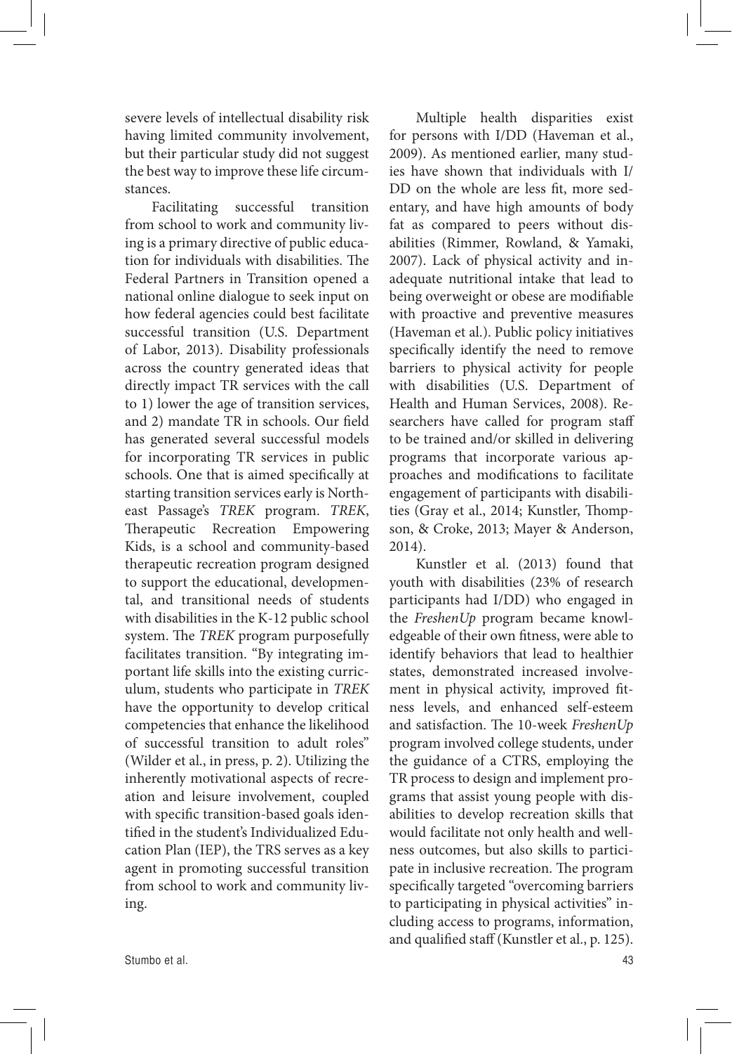severe levels of intellectual disability risk having limited community involvement, but their particular study did not suggest the best way to improve these life circumstances.

Facilitating successful transition from school to work and community living is a primary directive of public education for individuals with disabilities. The Federal Partners in Transition opened a national online dialogue to seek input on how federal agencies could best facilitate successful transition (U.S. Department of Labor, 2013). Disability professionals across the country generated ideas that directly impact TR services with the call to 1) lower the age of transition services, and 2) mandate TR in schools. Our field has generated several successful models for incorporating TR services in public schools. One that is aimed specifically at starting transition services early is Northeast Passage's *TREK* program. *TREK*, Therapeutic Recreation Empowering Kids, is a school and community-based therapeutic recreation program designed to support the educational, developmental, and transitional needs of students with disabilities in the K-12 public school system. The *TREK* program purposefully facilitates transition. "By integrating important life skills into the existing curriculum, students who participate in *TREK* have the opportunity to develop critical competencies that enhance the likelihood of successful transition to adult roles" (Wilder et al., in press, p. 2). Utilizing the inherently motivational aspects of recreation and leisure involvement, coupled with specific transition-based goals identified in the student's Individualized Education Plan (IEP), the TRS serves as a key agent in promoting successful transition from school to work and community living.

Multiple health disparities exist for persons with I/DD (Haveman et al., 2009). As mentioned earlier, many studies have shown that individuals with I/DD on the whole are less fit, more sedentary, and have high amounts of body fat as compared to peers without disabilities (Rimmer, Rowland, & Yamaki, 2007). Lack of physical activity and inadequate nutritional intake that lead to being overweight or obese are modifiable with proactive and preventive measures (Haveman et al.). Public policy initiatives specifically identify the need to remove barriers to physical activity for people with disabilities (U.S. Department of Health and Human Services, 2008). Researchers have called for program staff to be trained and/or skilled in delivering programs that incorporate various approaches and modifications to facilitate engagement of participants with disabilities (Gray et al., 2014; Kunstler, Thompson, & Croke, 2013; Mayer & Anderson, 2014).

Kunstler et al. (2013) found that youth with disabilities (23% of research participants had I/DD) who engaged in the *FreshenUp* program became knowledgeable of their own fitness, were able to identify behaviors that lead to healthier states, demonstrated increased involvement in physical activity, improved fitness levels, and enhanced self-esteem and satisfaction. The 10-week *FreshenUp* program involved college students, under the guidance of a CTRS, employing the TR process to design and implement programs that assist young people with disabilities to develop recreation skills that would facilitate not only health and wellness outcomes, but also skills to participate in inclusive recreation. The program specifically targeted "overcoming barriers to participating in physical activities" including access to programs, information, and qualified staff (Kunstler et al., p. 125).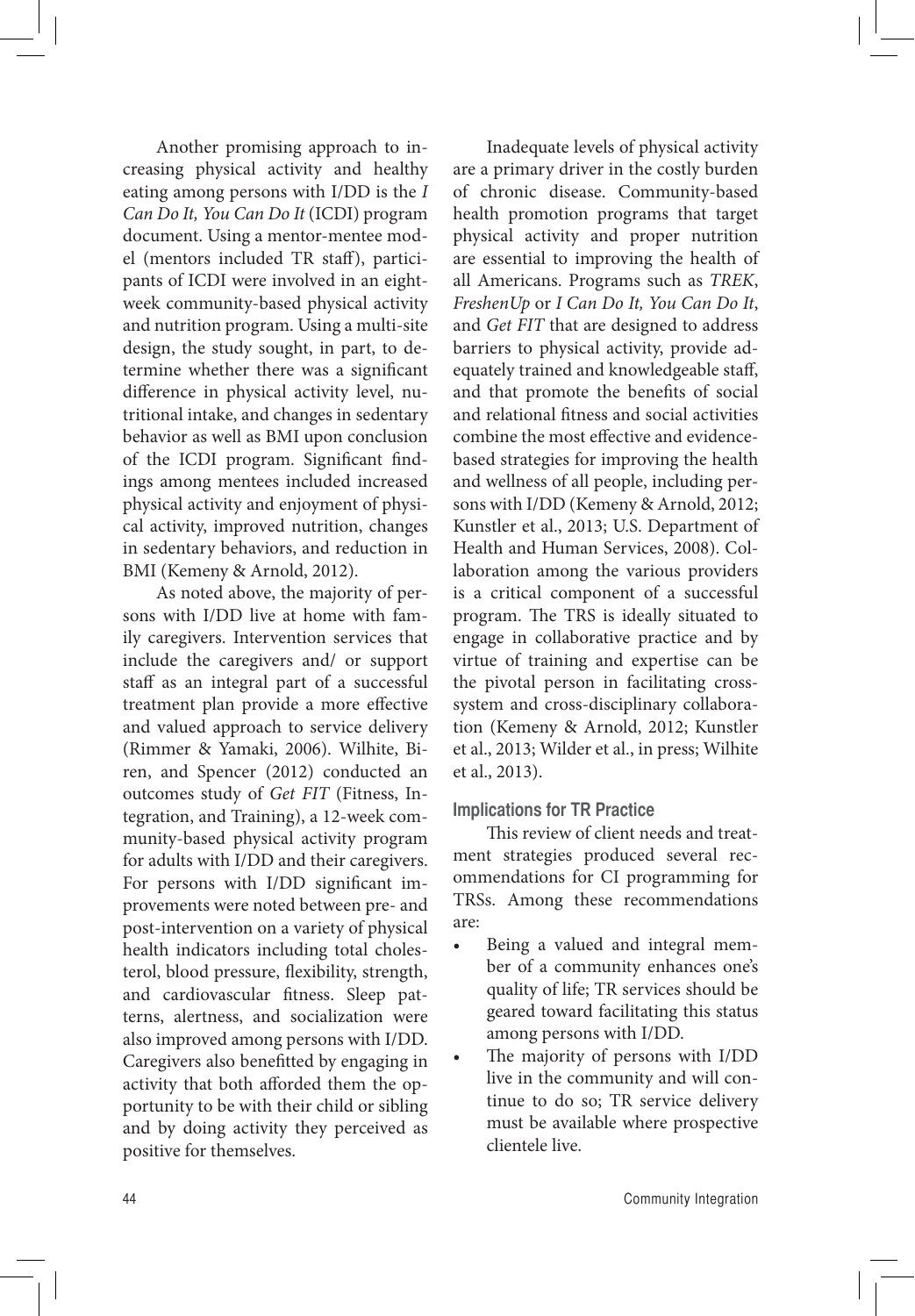Another promising approach to increasing physical activity and healthy eating among persons with I/DD is the *I Can Do It, You Can Do It* (ICDI) program document. Using a mentor-mentee model (mentors included TR staff), participants of ICDI were involved in an eight-week community-based physical activity and nutrition program. Using a multi-site design, the study sought, in part, to determine whether there was a significant difference in physical activity level, nutritional intake, and changes in sedentary behavior as well as BMI upon conclusion of the ICDI program. Significant findings among mentees included increased physical activity and enjoyment of physical activity, improved nutrition, changes in sedentary behaviors, and reduction in BMI (Kemeny & Arnold, 2012).

As noted above, the majority of persons with I/DD live at home with family caregivers. Intervention services that include the caregivers and/ or support staff as an integral part of a successful treatment plan provide a more effective and valued approach to service delivery (Rimmer & Yamaki, 2006). Wilhite, Biren, and Spencer (2012) conducted an outcomes study of *Get FIT* (Fitness, Integration, and Training), a 12-week community-based physical activity program for adults with I/DD and their caregivers. For persons with I/DD significant improvements were noted between pre- and post-intervention on a variety of physical health indicators including total cholesterol, blood pressure, flexibility, strength, and cardiovascular fitness. Sleep patterns, alertness, and socialization were also improved among persons with I/DD. Caregivers also benefitted by engaging in activity that both afforded them the opportunity to be with their child or sibling and by doing activity they perceived as positive for themselves.

Inadequate levels of physical activity are a primary driver in the costly burden of chronic disease. Community-based health promotion programs that target physical activity and proper nutrition are essential to improving the health of all Americans. Programs such as *TREK*, *FreshenUp* or *I Can Do It, You Can Do It*, and *Get FIT* that are designed to address barriers to physical activity, provide adequately trained and knowledgeable staff, and that promote the benefits of social and relational fitness and social activities combine the most effective and evidence-based strategies for improving the health and wellness of all people, including persons with I/DD (Kemeny & Arnold, 2012; Kunstler et al., 2013; U.S. Department of Health and Human Services, 2008). Collaboration among the various providers is a critical component of a successful program. The TRS is ideally situated to engage in collaborative practice and by virtue of training and expertise can be the pivotal person in facilitating cross-system and cross-disciplinary collaboration (Kemeny & Arnold, 2012; Kunstler et al., 2013; Wilder et al., in press; Wilhite et al., 2013).

### Implications for TR Practice

This review of client needs and treatment strategies produced several recommendations for CI programming for TRSs. Among these recommendations are:

- Being a valued and integral member of a community enhances one's quality of life; TR services should be geared toward facilitating this status among persons with I/DD.
- The majority of persons with I/DD live in the community and will continue to do so; TR service delivery must be available where prospective clientele live.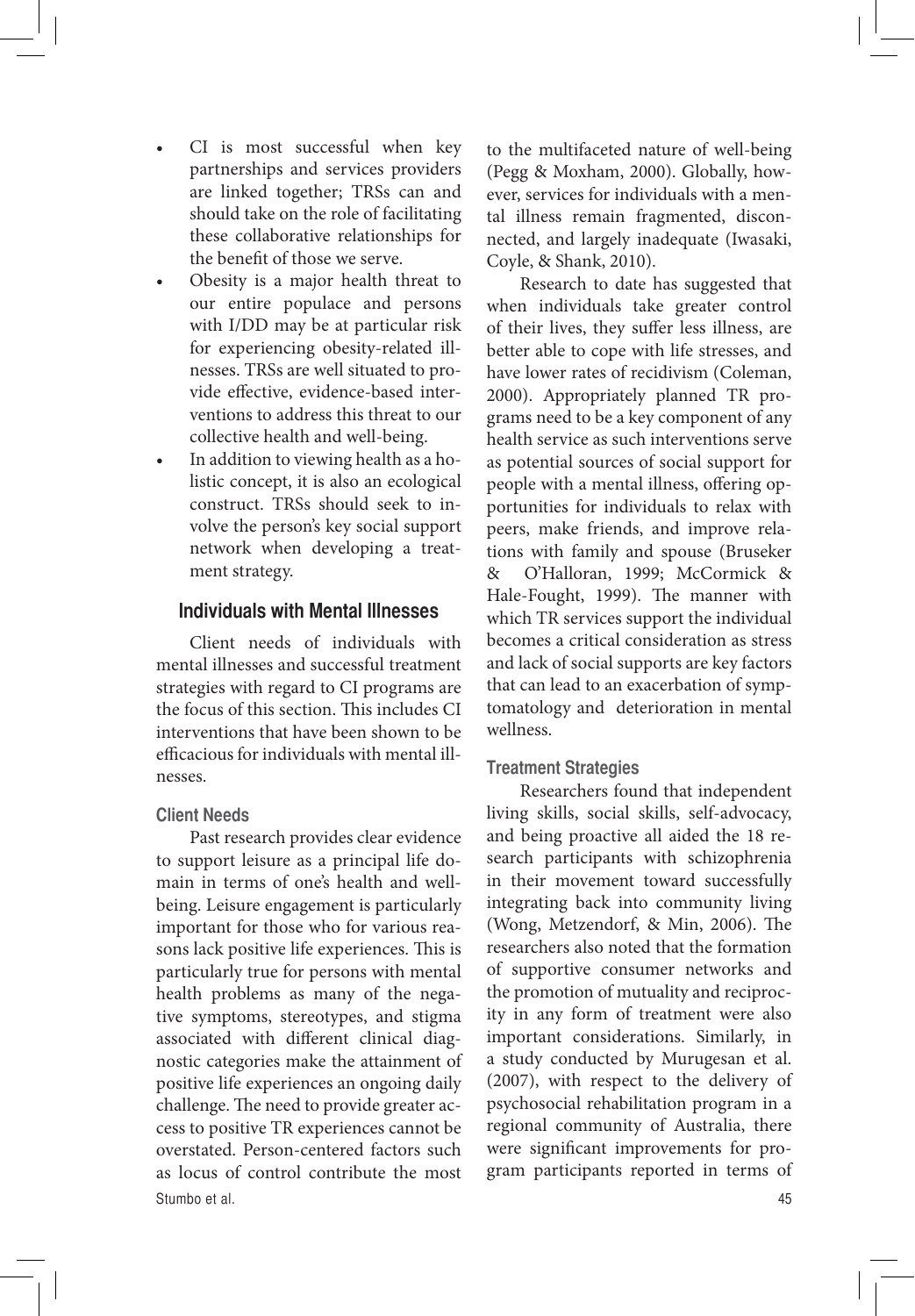- CI is most successful when key partnerships and services providers are linked together; TRSs can and should take on the role of facilitating these collaborative relationships for the benefit of those we serve.
- Obesity is a major health threat to our entire populace and persons with I/DD may be at particular risk for experiencing obesity-related illnesses. TRSs are well situated to provide effective, evidence-based interventions to address this threat to our collective health and well-being.
- In addition to viewing health as a holistic concept, it is also an ecological construct. TRSs should seek to involve the person's key social support network when developing a treatment strategy.

## Individuals with Mental Illnesses

Client needs of individuals with mental illnesses and successful treatment strategies with regard to CI programs are the focus of this section. This includes CI interventions that have been shown to be efficacious for individuals with mental illnesses.

### Client Needs

Past research provides clear evidence to support leisure as a principal life domain in terms of one's health and well-being. Leisure engagement is particularly important for those who for various reasons lack positive life experiences. This is particularly true for persons with mental health problems as many of the negative symptoms, stereotypes, and stigma associated with different clinical diagnostic categories make the attainment of positive life experiences an ongoing daily challenge. The need to provide greater access to positive TR experiences cannot be overstated. Person-centered factors such as locus of control contribute the most to the multifaceted nature of well-being (Pegg & Moxham, 2000). Globally, however, services for individuals with a mental illness remain fragmented, disconnected, and largely inadequate (Iwasaki, Coyle, & Shank, 2010).

Research to date has suggested that when individuals take greater control of their lives, they suffer less illness, are better able to cope with life stresses, and have lower rates of recidivism (Coleman, 2000). Appropriately planned TR programs need to be a key component of any health service as such interventions serve as potential sources of social support for people with a mental illness, offering opportunities for individuals to relax with peers, make friends, and improve relations with family and spouse (Bruseker & O'Halloran, 1999; McCormick & Hale-Fought, 1999). The manner with which TR services support the individual becomes a critical consideration as stress and lack of social supports are key factors that can lead to an exacerbation of symptomatology and deterioration in mental wellness.

### Treatment Strategies

Researchers found that independent living skills, social skills, self-advocacy, and being proactive all aided the 18 research participants with schizophrenia in their movement toward successfully integrating back into community living (Wong, Metzendorf, & Min, 2006). The researchers also noted that the formation of supportive consumer networks and the promotion of mutuality and reciprocity in any form of treatment were also important considerations. Similarly, in a study conducted by Murugesan et al. (2007), with respect to the delivery of psychosocial rehabilitation program in a regional community of Australia, there were significant improvements for program participants reported in terms of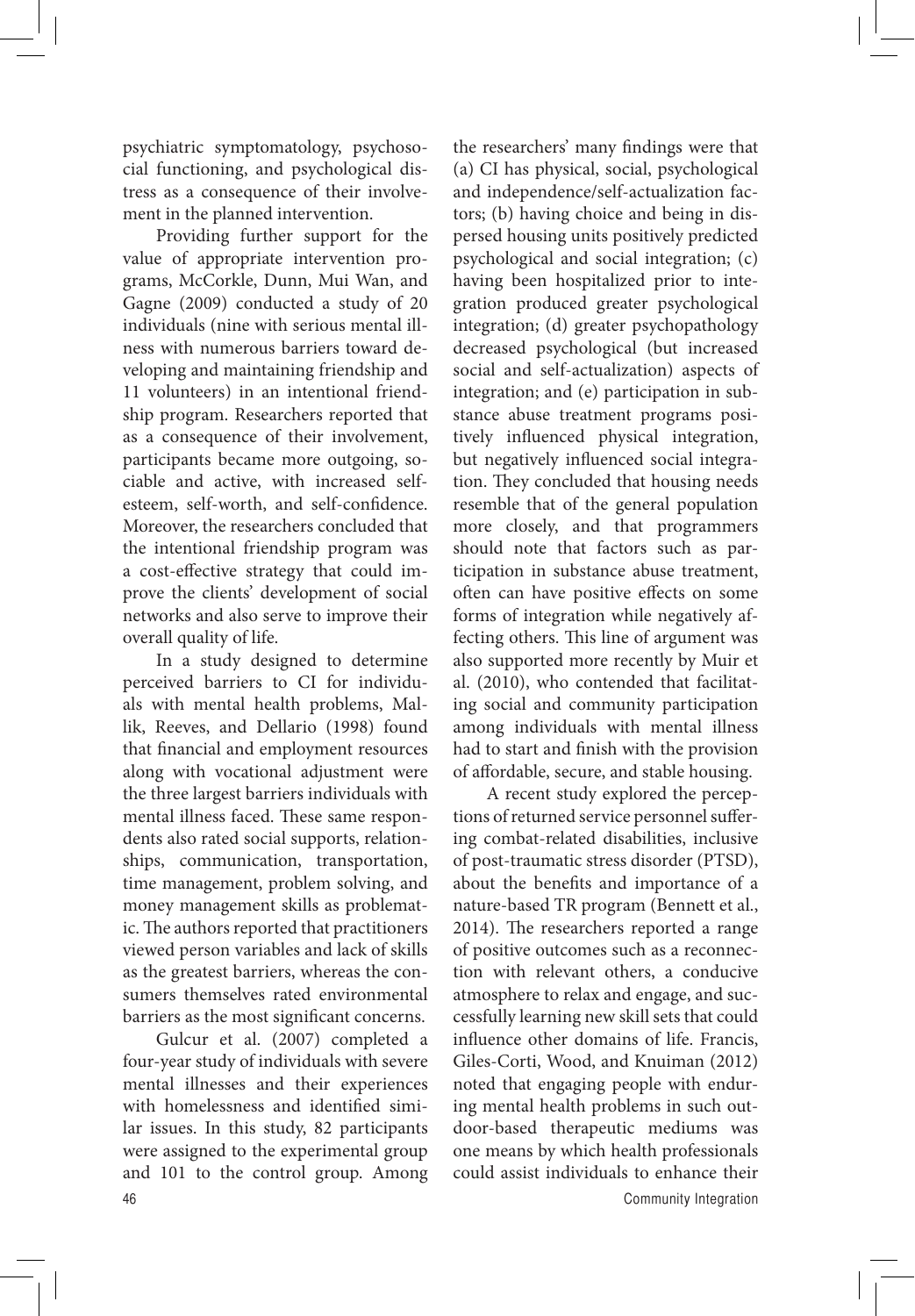psychiatric symptomatology, psychosocial functioning, and psychological distress as a consequence of their involvement in the planned intervention.

Providing further support for the value of appropriate intervention programs, McCorkle, Dunn, Mui Wan, and Gagne (2009) conducted a study of 20 individuals (nine with serious mental illness with numerous barriers toward developing and maintaining friendship and 11 volunteers) in an intentional friendship program. Researchers reported that as a consequence of their involvement, participants became more outgoing, sociable and active, with increased self-esteem, self-worth, and self-confidence. Moreover, the researchers concluded that the intentional friendship program was a cost-effective strategy that could improve the clients' development of social networks and also serve to improve their overall quality of life.

In a study designed to determine perceived barriers to CI for individuals with mental health problems, Mallik, Reeves, and Dellario (1998) found that financial and employment resources along with vocational adjustment were the three largest barriers individuals with mental illness faced. These same respondents also rated social supports, relationships, communication, transportation, time management, problem solving, and money management skills as problematic. The authors reported that practitioners viewed person variables and lack of skills as the greatest barriers, whereas the consumers themselves rated environmental barriers as the most significant concerns.

Gulcur et al. (2007) completed a four-year study of individuals with severe mental illnesses and their experiences with homelessness and identified similar issues. In this study, 82 participants were assigned to the experimental group and 101 to the control group. Among the researchers' many findings were that (a) CI has physical, social, psychological and independence/self-actualization factors; (b) having choice and being in dispersed housing units positively predicted psychological and social integration; (c) having been hospitalized prior to integration produced greater psychological integration; (d) greater psychopathology decreased psychological (but increased social and self-actualization) aspects of integration; and (e) participation in substance abuse treatment programs positively influenced physical integration, but negatively influenced social integration. They concluded that housing needs resemble that of the general population more closely, and that programmers should note that factors such as participation in substance abuse treatment, often can have positive effects on some forms of integration while negatively affecting others. This line of argument was also supported more recently by Muir et al. (2010), who contended that facilitating social and community participation among individuals with mental illness had to start and finish with the provision of affordable, secure, and stable housing.

A recent study explored the perceptions of returned service personnel suffering combat-related disabilities, inclusive of post-traumatic stress disorder (PTSD), about the benefits and importance of a nature-based TR program (Bennett et al., 2014). The researchers reported a range of positive outcomes such as a reconnection with relevant others, a conducive atmosphere to relax and engage, and successfully learning new skill sets that could influence other domains of life. Francis, Giles-Corti, Wood, and Knuiman (2012) noted that engaging people with enduring mental health problems in such outdoor-based therapeutic mediums was one means by which health professionals could assist individuals to enhance their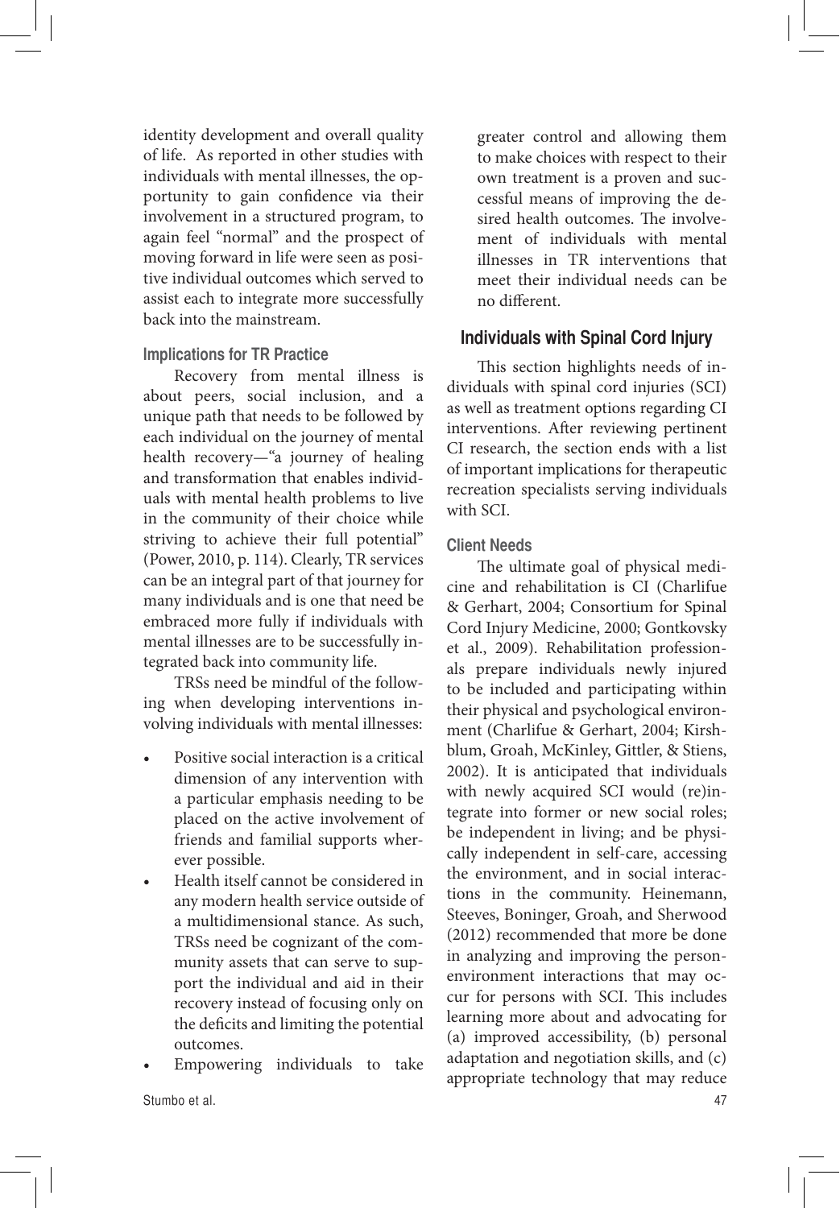identity development and overall quality of life. As reported in other studies with individuals with mental illnesses, the opportunity to gain confidence via their involvement in a structured program, to again feel "normal" and the prospect of moving forward in life were seen as positive individual outcomes which served to assist each to integrate more successfully back into the mainstream.

### Implications for TR Practice

Recovery from mental illness is about peers, social inclusion, and a unique path that needs to be followed by each individual on the journey of mental health recovery—"a journey of healing and transformation that enables individuals with mental health problems to live in the community of their choice while striving to achieve their full potential" (Power, 2010, p. 114). Clearly, TR services can be an integral part of that journey for many individuals and is one that need be embraced more fully if individuals with mental illnesses are to be successfully integrated back into community life.

TRSs need be mindful of the following when developing interventions involving individuals with mental illnesses:

- Positive social interaction is a critical dimension of any intervention with a particular emphasis needing to be placed on the active involvement of friends and familial supports wherever possible.
- Health itself cannot be considered in any modern health service outside of a multidimensional stance. As such, TRSs need be cognizant of the community assets that can serve to support the individual and aid in their recovery instead of focusing only on the deficits and limiting the potential outcomes.
- Empowering individuals to take greater control and allowing them to make choices with respect to their own treatment is a proven and successful means of improving the desired health outcomes. The involvement of individuals with mental illnesses in TR interventions that meet their individual needs can be no different.

## Individuals with Spinal Cord Injury

This section highlights needs of individuals with spinal cord injuries (SCI) as well as treatment options regarding CI interventions. After reviewing pertinent CI research, the section ends with a list of important implications for therapeutic recreation specialists serving individuals with SCI.

### Client Needs

The ultimate goal of physical medicine and rehabilitation is CI (Charlifue & Gerhart, 2004; Consortium for Spinal Cord Injury Medicine, 2000; Gontkovsky et al., 2009). Rehabilitation professionals prepare individuals newly injured to be included and participating within their physical and psychological environment (Charlifue & Gerhart, 2004; Kirshblum, Groah, McKinley, Gittler, & Stiens, 2002). It is anticipated that individuals with newly acquired SCI would (re)integrate into former or new social roles; be independent in living; and be physically independent in self-care, accessing the environment, and in social interactions in the community. Heinemann, Steeves, Boninger, Groah, and Sherwood (2012) recommended that more be done in analyzing and improving the person-environment interactions that may occur for persons with SCI. This includes learning more about and advocating for (a) improved accessibility, (b) personal adaptation and negotiation skills, and (c) appropriate technology that may reduce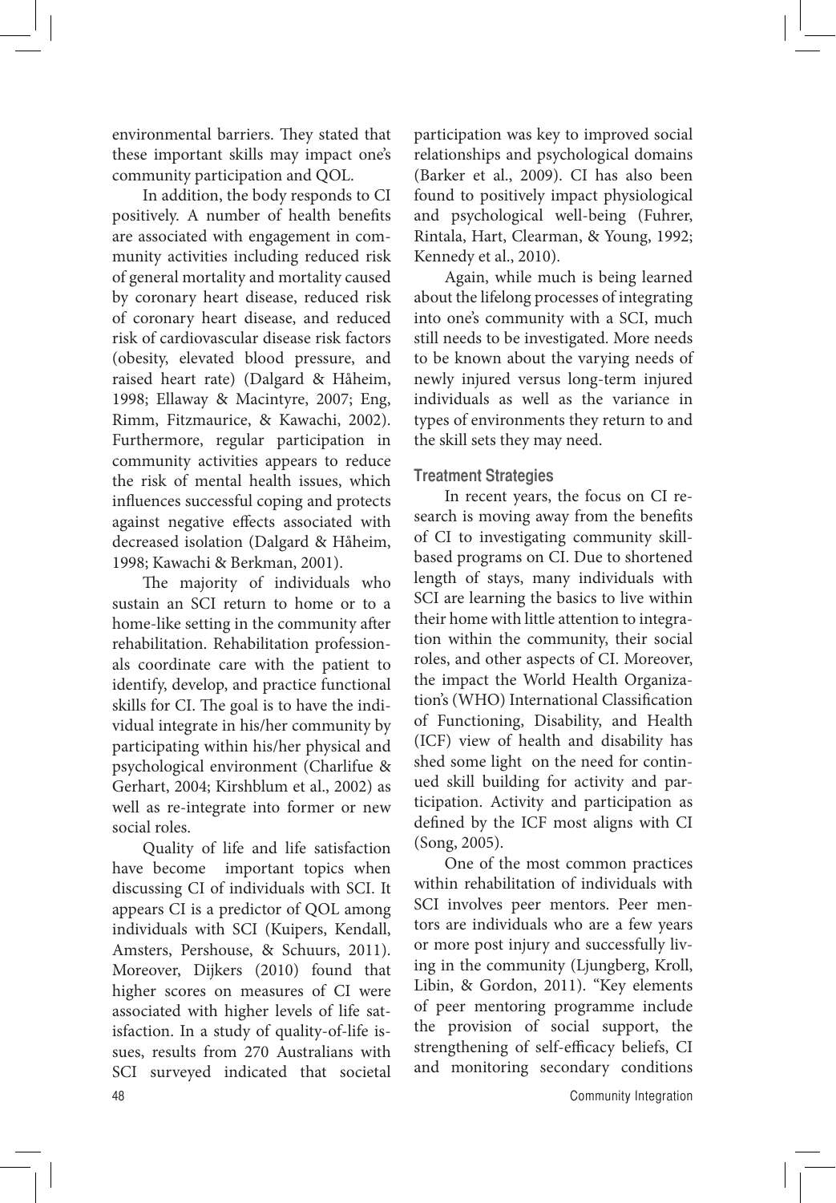environmental barriers. They stated that these important skills may impact one's community participation and QOL.

In addition, the body responds to CI positively. A number of health benefits are associated with engagement in community activities including reduced risk of general mortality and mortality caused by coronary heart disease, reduced risk of coronary heart disease, and reduced risk of cardiovascular disease risk factors (obesity, elevated blood pressure, and raised heart rate) (Dalgard & Håheim, 1998; Ellaway & Macintyre, 2007; Eng, Rimm, Fitzmaurice, & Kawachi, 2002). Furthermore, regular participation in community activities appears to reduce the risk of mental health issues, which influences successful coping and protects against negative effects associated with decreased isolation (Dalgard & Håheim, 1998; Kawachi & Berkman, 2001).

The majority of individuals who sustain an SCI return to home or to a home-like setting in the community after rehabilitation. Rehabilitation professionals coordinate care with the patient to identify, develop, and practice functional skills for CI. The goal is to have the individual integrate in his/her community by participating within his/her physical and psychological environment (Charlifue & Gerhart, 2004; Kirshblum et al., 2002) as well as re-integrate into former or new social roles.

Quality of life and life satisfaction have become important topics when discussing CI of individuals with SCI. It appears CI is a predictor of QOL among individuals with SCI (Kuipers, Kendall, Amsters, Pershouse, & Schuurs, 2011). Moreover, Dijkers (2010) found that higher scores on measures of CI were associated with higher levels of life satisfaction. In a study of quality-of-life issues, results from 270 Australians with SCI surveyed indicated that societal participation was key to improved social relationships and psychological domains (Barker et al., 2009). CI has also been found to positively impact physiological and psychological well-being (Fuhrer, Rintala, Hart, Clearman, & Young, 1992; Kennedy et al., 2010).

Again, while much is being learned about the lifelong processes of integrating into one's community with a SCI, much still needs to be investigated. More needs to be known about the varying needs of newly injured versus long-term injured individuals as well as the variance in types of environments they return to and the skill sets they may need.

### Treatment Strategies

In recent years, the focus on CI research is moving away from the benefits of CI to investigating community skill-based programs on CI. Due to shortened length of stays, many individuals with SCI are learning the basics to live within their home with little attention to integration within the community, their social roles, and other aspects of CI. Moreover, the impact the World Health Organization's (WHO) International Classification of Functioning, Disability, and Health (ICF) view of health and disability has shed some light on the need for continued skill building for activity and participation. Activity and participation as defined by the ICF most aligns with CI (Song, 2005).

One of the most common practices within rehabilitation of individuals with SCI involves peer mentors. Peer mentors are individuals who are a few years or more post injury and successfully living in the community (Ljungberg, Kroll, Libin, & Gordon, 2011). "Key elements of peer mentoring programme include the provision of social support, the strengthening of self-efficacy beliefs, CI and monitoring secondary conditions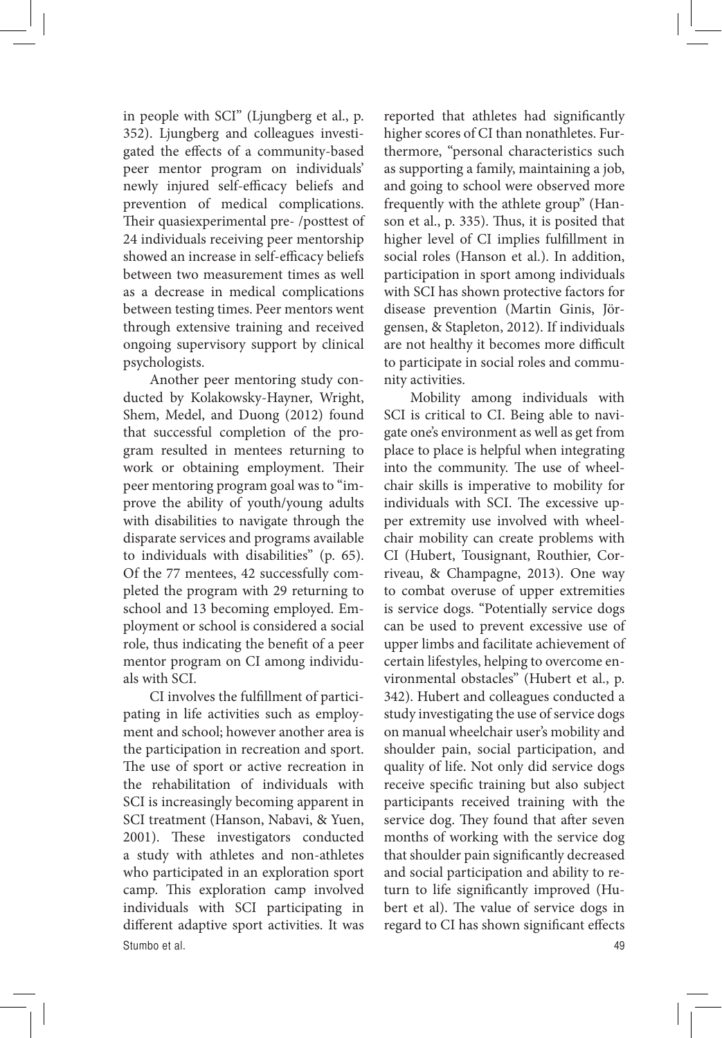in people with SCI" (Ljungberg et al., p. 352). Ljungberg and colleagues investigated the effects of a community-based peer mentor program on individuals' newly injured self-efficacy beliefs and prevention of medical complications. Their quasiexperimental pre- /posttest of 24 individuals receiving peer mentorship showed an increase in self-efficacy beliefs between two measurement times as well as a decrease in medical complications between testing times. Peer mentors went through extensive training and received ongoing supervisory support by clinical psychologists.

Another peer mentoring study conducted by Kolakowsky-Hayner, Wright, Shem, Medel, and Duong (2012) found that successful completion of the program resulted in mentees returning to work or obtaining employment. Their peer mentoring program goal was to "improve the ability of youth/young adults with disabilities to navigate through the disparate services and programs available to individuals with disabilities" (p. 65). Of the 77 mentees, 42 successfully completed the program with 29 returning to school and 13 becoming employed. Employment or school is considered a social role, thus indicating the benefit of a peer mentor program on CI among individuals with SCI.

CI involves the fulfillment of participating in life activities such as employment and school; however another area is the participation in recreation and sport. The use of sport or active recreation in the rehabilitation of individuals with SCI is increasingly becoming apparent in SCI treatment (Hanson, Nabavi, & Yuen, 2001). These investigators conducted a study with athletes and non-athletes who participated in an exploration sport camp. This exploration camp involved individuals with SCI participating in different adaptive sport activities. It was reported that athletes had significantly higher scores of CI than nonathletes. Furthermore, "personal characteristics such as supporting a family, maintaining a job, and going to school were observed more frequently with the athlete group" (Hanson et al., p. 335). Thus, it is posited that higher level of CI implies fulfillment in social roles (Hanson et al.). In addition, participation in sport among individuals with SCI has shown protective factors for disease prevention (Martin Ginis, Jörgensen, & Stapleton, 2012). If individuals are not healthy it becomes more difficult to participate in social roles and community activities.

Mobility among individuals with SCI is critical to CI. Being able to navigate one's environment as well as get from place to place is helpful when integrating into the community. The use of wheelchair skills is imperative to mobility for individuals with SCI. The excessive upper extremity use involved with wheelchair mobility can create problems with CI (Hubert, Tousignant, Routhier, Corriveau, & Champagne, 2013). One way to combat overuse of upper extremities is service dogs. "Potentially service dogs can be used to prevent excessive use of upper limbs and facilitate achievement of certain lifestyles, helping to overcome environmental obstacles" (Hubert et al., p. 342). Hubert and colleagues conducted a study investigating the use of service dogs on manual wheelchair user's mobility and shoulder pain, social participation, and quality of life. Not only did service dogs receive specific training but also subject participants received training with the service dog. They found that after seven months of working with the service dog that shoulder pain significantly decreased and social participation and ability to return to life significantly improved (Hubert et al). The value of service dogs in regard to CI has shown significant effects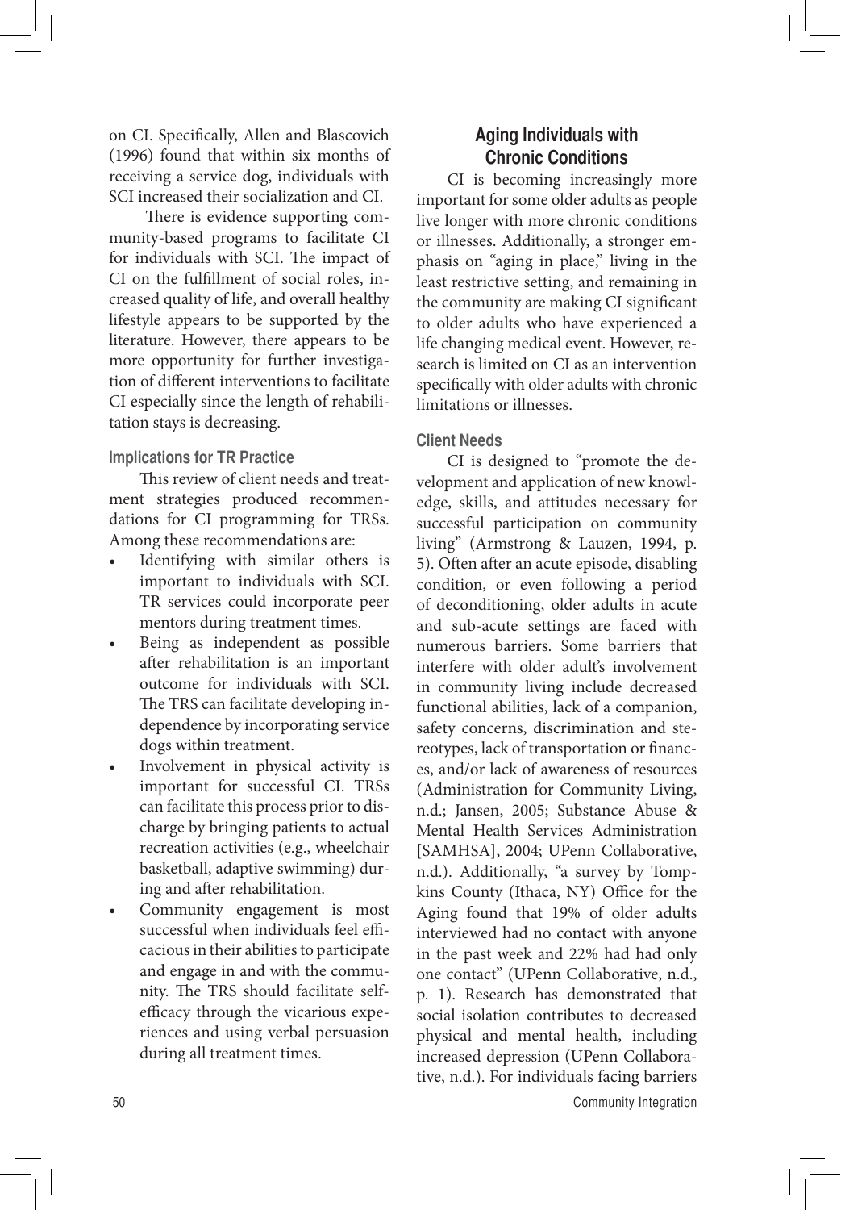on CI. Specifically, Allen and Blascovich (1996) found that within six months of receiving a service dog, individuals with SCI increased their socialization and CI.

There is evidence supporting community-based programs to facilitate CI for individuals with SCI. The impact of CI on the fulfillment of social roles, increased quality of life, and overall healthy lifestyle appears to be supported by the literature. However, there appears to be more opportunity for further investigation of different interventions to facilitate CI especially since the length of rehabilitation stays is decreasing.

### Implications for TR Practice

This review of client needs and treatment strategies produced recommendations for CI programming for TRSs. Among these recommendations are:

- Identifying with similar others is important to individuals with SCI. TR services could incorporate peer mentors during treatment times.
- Being as independent as possible after rehabilitation is an important outcome for individuals with SCI. The TRS can facilitate developing independence by incorporating service dogs within treatment.
- Involvement in physical activity is important for successful CI. TRSs can facilitate this process prior to discharge by bringing patients to actual recreation activities (e.g., wheelchair basketball, adaptive swimming) during and after rehabilitation.
- Community engagement is most successful when individuals feel efficacious in their abilities to participate and engage in and with the community. The TRS should facilitate self-efficacy through the vicarious experiences and using verbal persuasion during all treatment times.

## Aging Individuals with Chronic Conditions

CI is becoming increasingly more important for some older adults as people live longer with more chronic conditions or illnesses. Additionally, a stronger emphasis on "aging in place," living in the least restrictive setting, and remaining in the community are making CI significant to older adults who have experienced a life changing medical event. However, research is limited on CI as an intervention specifically with older adults with chronic limitations or illnesses.

### Client Needs

CI is designed to "promote the development and application of new knowledge, skills, and attitudes necessary for successful participation on community living" (Armstrong & Lauzen, 1994, p. 5). Often after an acute episode, disabling condition, or even following a period of deconditioning, older adults in acute and sub-acute settings are faced with numerous barriers. Some barriers that interfere with older adult's involvement in community living include decreased functional abilities, lack of a companion, safety concerns, discrimination and stereotypes, lack of transportation or finances, and/or lack of awareness of resources (Administration for Community Living, n.d.; Jansen, 2005; Substance Abuse & Mental Health Services Administration [SAMHSA], 2004; UPenn Collaborative, n.d.). Additionally, "a survey by Tompkins County (Ithaca, NY) Office for the Aging found that 19% of older adults interviewed had no contact with anyone in the past week and 22% had had only one contact" (UPenn Collaborative, n.d., p. 1). Research has demonstrated that social isolation contributes to decreased physical and mental health, including increased depression (UPenn Collaborative, n.d.). For individuals facing barriers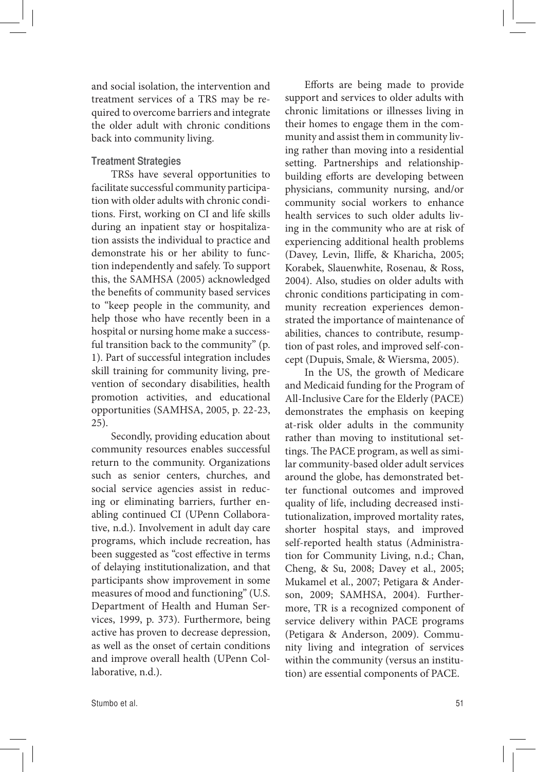and social isolation, the intervention and treatment services of a TRS may be required to overcome barriers and integrate the older adult with chronic conditions back into community living.

### Treatment Strategies

TRSs have several opportunities to facilitate successful community participation with older adults with chronic conditions. First, working on CI and life skills during an inpatient stay or hospitalization assists the individual to practice and demonstrate his or her ability to function independently and safely. To support this, the SAMHSA (2005) acknowledged the benefits of community based services to "keep people in the community, and help those who have recently been in a hospital or nursing home make a successful transition back to the community" (p. 1). Part of successful integration includes skill training for community living, prevention of secondary disabilities, health promotion activities, and educational opportunities (SAMHSA, 2005, p. 22-23, 25).

Secondly, providing education about community resources enables successful return to the community. Organizations such as senior centers, churches, and social service agencies assist in reducing or eliminating barriers, further enabling continued CI (UPenn Collaborative, n.d.). Involvement in adult day care programs, which include recreation, has been suggested as "cost effective in terms of delaying institutionalization, and that participants show improvement in some measures of mood and functioning" (U.S. Department of Health and Human Services, 1999, p. 373). Furthermore, being active has proven to decrease depression, as well as the onset of certain conditions and improve overall health (UPenn Collaborative, n.d.).

Efforts are being made to provide support and services to older adults with chronic limitations or illnesses living in their homes to engage them in the community and assist them in community living rather than moving into a residential setting. Partnerships and relationship-building efforts are developing between physicians, community nursing, and/or community social workers to enhance health services to such older adults living in the community who are at risk of experiencing additional health problems (Davey, Levin, Iliffe, & Kharicha, 2005; Korabek, Slauenwhite, Rosenau, & Ross, 2004). Also, studies on older adults with chronic conditions participating in community recreation experiences demonstrated the importance of maintenance of abilities, chances to contribute, resumption of past roles, and improved self-concept (Dupuis, Smale, & Wiersma, 2005).

In the US, the growth of Medicare and Medicaid funding for the Program of All-Inclusive Care for the Elderly (PACE) demonstrates the emphasis on keeping at-risk older adults in the community rather than moving to institutional settings. The PACE program, as well as similar community-based older adult services around the globe, has demonstrated better functional outcomes and improved quality of life, including decreased institutionalization, improved mortality rates, shorter hospital stays, and improved self-reported health status (Administration for Community Living, n.d.; Chan, Cheng, & Su, 2008; Davey et al., 2005; Mukamel et al., 2007; Petigara & Anderson, 2009; SAMHSA, 2004). Furthermore, TR is a recognized component of service delivery within PACE programs (Petigara & Anderson, 2009). Community living and integration of services within the community (versus an institution) are essential components of PACE.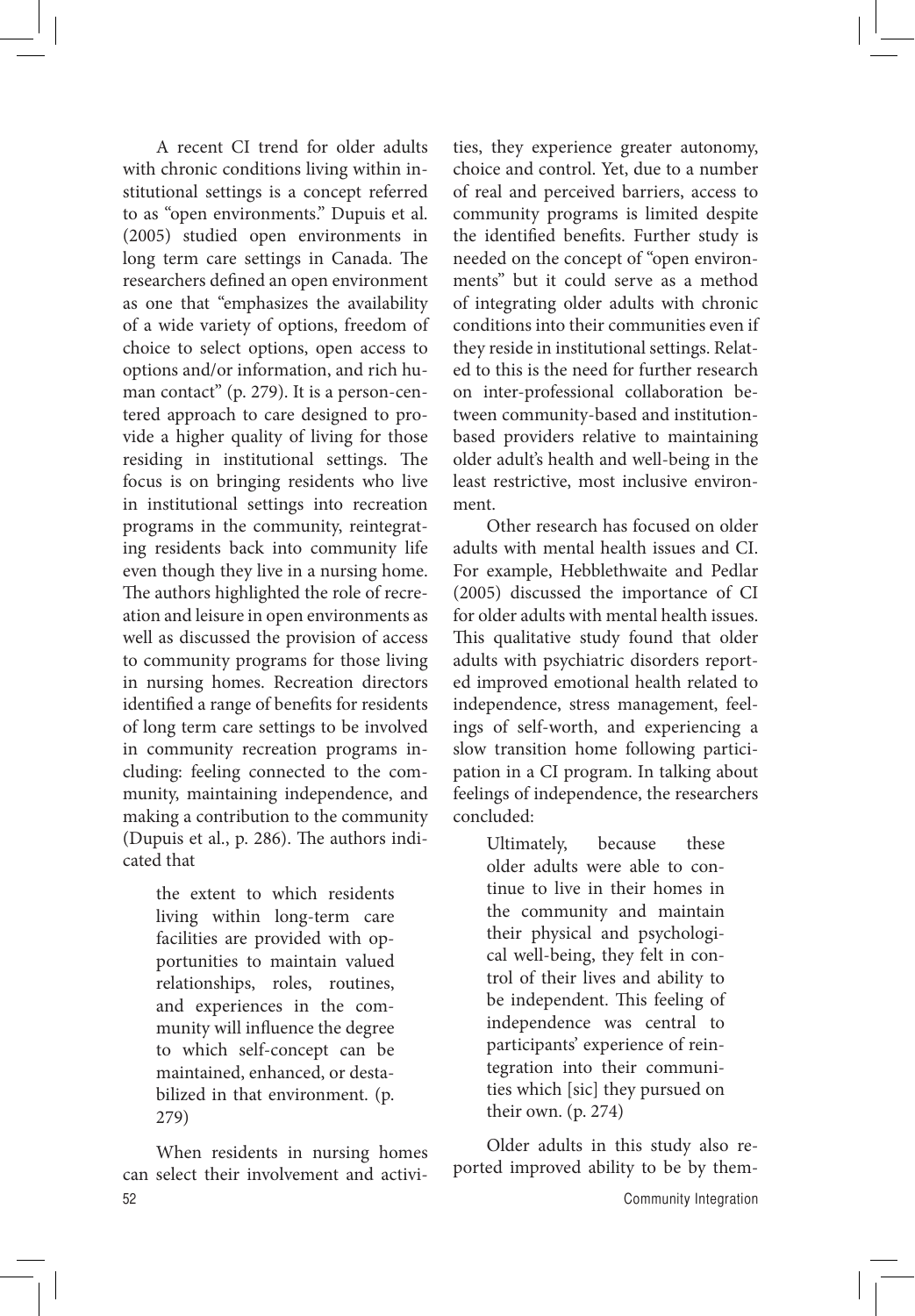A recent CI trend for older adults with chronic conditions living within institutional settings is a concept referred to as "open environments." Dupuis et al. (2005) studied open environments in long term care settings in Canada. The researchers defined an open environment as one that "emphasizes the availability of a wide variety of options, freedom of choice to select options, open access to options and/or information, and rich human contact" (p. 279). It is a person-centered approach to care designed to provide a higher quality of living for those residing in institutional settings. The focus is on bringing residents who live in institutional settings into recreation programs in the community, reintegrating residents back into community life even though they live in a nursing home. The authors highlighted the role of recreation and leisure in open environments as well as discussed the provision of access to community programs for those living in nursing homes. Recreation directors identified a range of benefits for residents of long term care settings to be involved in community recreation programs including: feeling connected to the community, maintaining independence, and making a contribution to the community (Dupuis et al., p. 286). The authors indicated that

> the extent to which residents living within long-term care facilities are provided with opportunities to maintain valued relationships, roles, routines, and experiences in the community will influence the degree to which self-concept can be maintained, enhanced, or destabilized in that environment. (p. 279)

When residents in nursing homes can select their involvement and activities, they experience greater autonomy, choice and control. Yet, due to a number of real and perceived barriers, access to community programs is limited despite the identified benefits. Further study is needed on the concept of "open environments" but it could serve as a method of integrating older adults with chronic conditions into their communities even if they reside in institutional settings. Related to this is the need for further research on inter-professional collaboration between community-based and institution-based providers relative to maintaining older adult's health and well-being in the least restrictive, most inclusive environment.

Other research has focused on older adults with mental health issues and CI. For example, Hebblethwaite and Pedlar (2005) discussed the importance of CI for older adults with mental health issues. This qualitative study found that older adults with psychiatric disorders reported improved emotional health related to independence, stress management, feelings of self-worth, and experiencing a slow transition home following participation in a CI program. In talking about feelings of independence, the researchers concluded:

> Ultimately, because these older adults were able to continue to live in their homes in the community and maintain their physical and psychological well-being, they felt in control of their lives and ability to be independent. This feeling of independence was central to participants' experience of reintegration into their communities which [sic] they pursued on their own. (p. 274)

Older adults in this study also reported improved ability to be by them-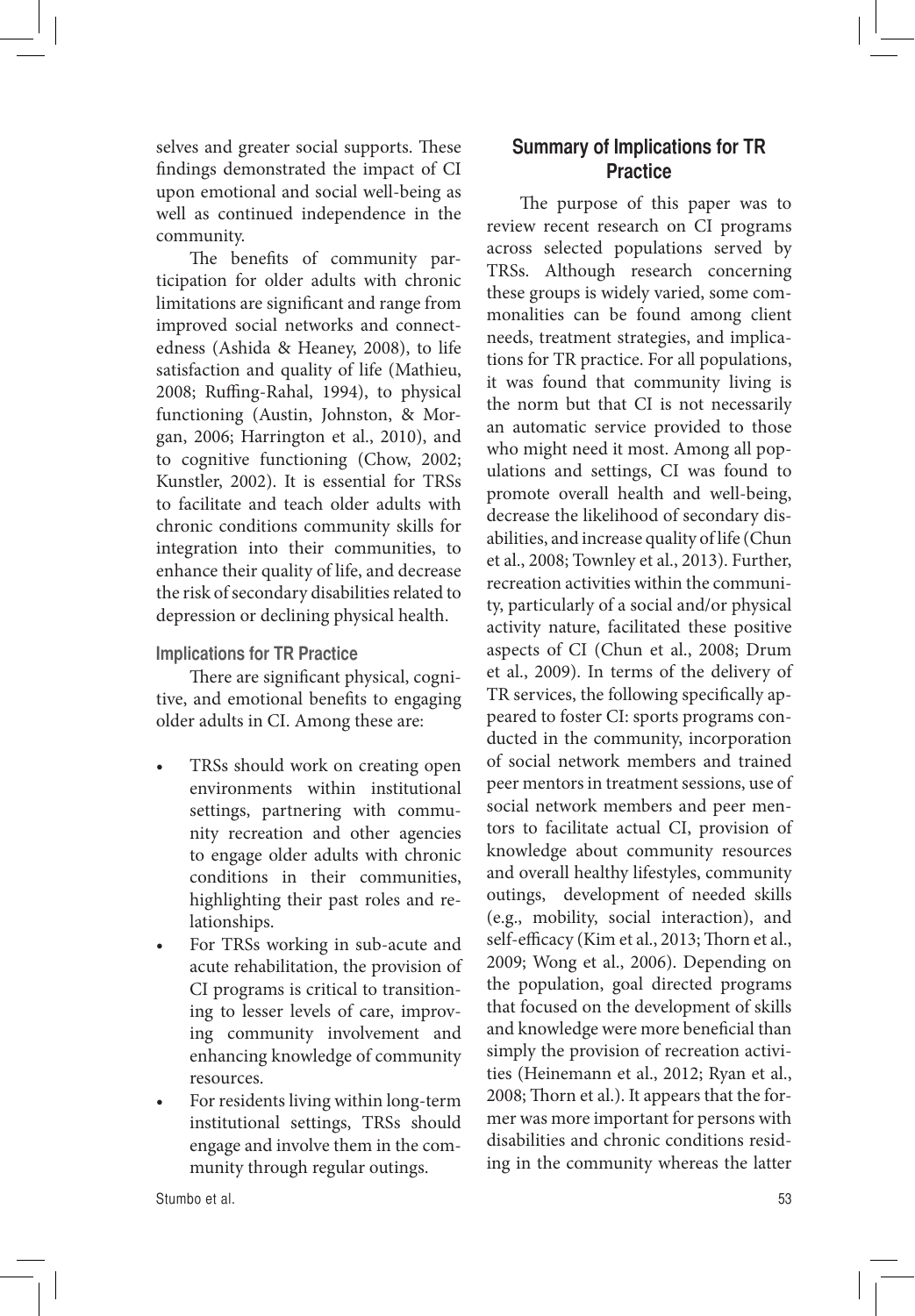selves and greater social supports. These findings demonstrated the impact of CI upon emotional and social well-being as well as continued independence in the community.

The benefits of community participation for older adults with chronic limitations are significant and range from improved social networks and connectedness (Ashida & Heaney, 2008), to life satisfaction and quality of life (Mathieu, 2008; Ruffing-Rahal, 1994), to physical functioning (Austin, Johnston, & Morgan, 2006; Harrington et al., 2010), and to cognitive functioning (Chow, 2002; Kunstler, 2002). It is essential for TRSs to facilitate and teach older adults with chronic conditions community skills for integration into their communities, to enhance their quality of life, and decrease the risk of secondary disabilities related to depression or declining physical health.

### Implications for TR Practice

There are significant physical, cognitive, and emotional benefits to engaging older adults in CI. Among these are:

- TRSs should work on creating open environments within institutional settings, partnering with community recreation and other agencies to engage older adults with chronic conditions in their communities, highlighting their past roles and relationships.
- For TRSs working in sub-acute and acute rehabilitation, the provision of CI programs is critical to transitioning to lesser levels of care, improving community involvement and enhancing knowledge of community resources.
- For residents living within long-term institutional settings, TRSs should engage and involve them in the community through regular outings.

## Summary of Implications for TR Practice

The purpose of this paper was to review recent research on CI programs across selected populations served by TRSs. Although research concerning these groups is widely varied, some commonalities can be found among client needs, treatment strategies, and implications for TR practice. For all populations, it was found that community living is the norm but that CI is not necessarily an automatic service provided to those who might need it most. Among all populations and settings, CI was found to promote overall health and well-being, decrease the likelihood of secondary disabilities, and increase quality of life (Chun et al., 2008; Townley et al., 2013). Further, recreation activities within the community, particularly of a social and/or physical activity nature, facilitated these positive aspects of CI (Chun et al., 2008; Drum et al., 2009). In terms of the delivery of TR services, the following specifically appeared to foster CI: sports programs conducted in the community, incorporation of social network members and trained peer mentors in treatment sessions, use of social network members and peer mentors to facilitate actual CI, provision of knowledge about community resources and overall healthy lifestyles, community outings, development of needed skills (e.g., mobility, social interaction), and self-efficacy (Kim et al., 2013; Thorn et al., 2009; Wong et al., 2006). Depending on the population, goal directed programs that focused on the development of skills and knowledge were more beneficial than simply the provision of recreation activities (Heinemann et al., 2012; Ryan et al., 2008; Thorn et al.). It appears that the former was more important for persons with disabilities and chronic conditions residing in the community whereas the latter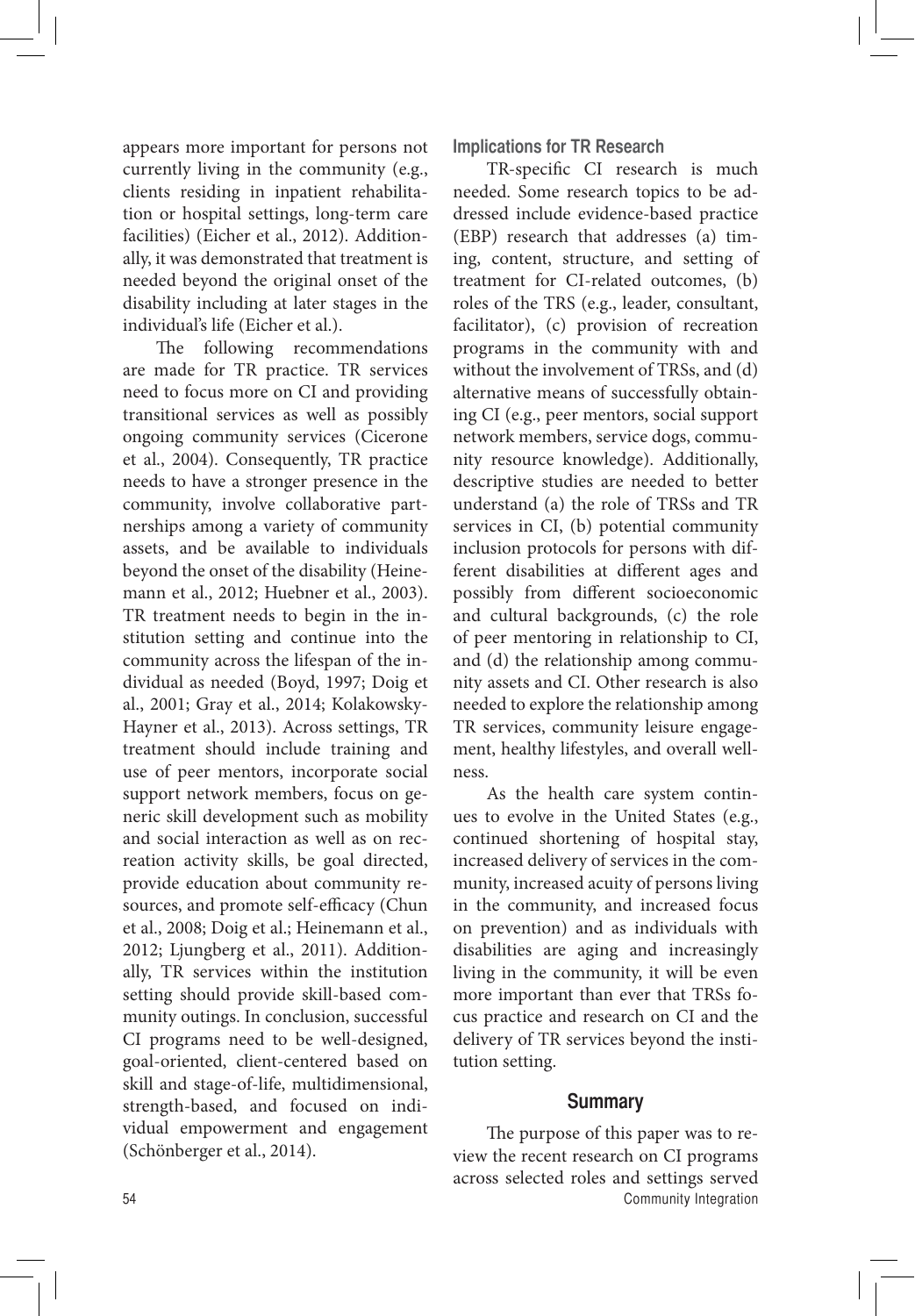appears more important for persons not currently living in the community (e.g., clients residing in inpatient rehabilitation or hospital settings, long-term care facilities) (Eicher et al., 2012). Additionally, it was demonstrated that treatment is needed beyond the original onset of the disability including at later stages in the individual's life (Eicher et al.).

The following recommendations are made for TR practice. TR services need to focus more on CI and providing transitional services as well as possibly ongoing community services (Cicerone et al., 2004). Consequently, TR practice needs to have a stronger presence in the community, involve collaborative partnerships among a variety of community assets, and be available to individuals beyond the onset of the disability (Heinemann et al., 2012; Huebner et al., 2003). TR treatment needs to begin in the institution setting and continue into the community across the lifespan of the individual as needed (Boyd, 1997; Doig et al., 2001; Gray et al., 2014; Kolakowsky-Hayner et al., 2013). Across settings, TR treatment should include training and use of peer mentors, incorporate social support network members, focus on generic skill development such as mobility and social interaction as well as on recreation activity skills, be goal directed, provide education about community resources, and promote self-efficacy (Chun et al., 2008; Doig et al.; Heinemann et al., 2012; Ljungberg et al., 2011). Additionally, TR services within the institution setting should provide skill-based community outings. In conclusion, successful CI programs need to be well-designed, goal-oriented, client-centered based on skill and stage-of-life, multidimensional, strength-based, and focused on individual empowerment and engagement (Schönberger et al., 2014).

### Implications for TR Research

TR-specific CI research is much needed. Some research topics to be addressed include evidence-based practice (EBP) research that addresses (a) timing, content, structure, and setting of treatment for CI-related outcomes, (b) roles of the TRS (e.g., leader, consultant, facilitator), (c) provision of recreation programs in the community with and without the involvement of TRSs, and (d) alternative means of successfully obtaining CI (e.g., peer mentors, social support network members, service dogs, community resource knowledge). Additionally, descriptive studies are needed to better understand (a) the role of TRSs and TR services in CI, (b) potential community inclusion protocols for persons with different disabilities at different ages and possibly from different socioeconomic and cultural backgrounds, (c) the role of peer mentoring in relationship to CI, and (d) the relationship among community assets and CI. Other research is also needed to explore the relationship among TR services, community leisure engagement, healthy lifestyles, and overall wellness.

As the health care system continues to evolve in the United States (e.g., continued shortening of hospital stay, increased delivery of services in the community, increased acuity of persons living in the community, and increased focus on prevention) and as individuals with disabilities are aging and increasingly living in the community, it will be even more important than ever that TRSs focus practice and research on CI and the delivery of TR services beyond the institution setting.

## Summary

The purpose of this paper was to review the recent research on CI programs across selected roles and settings served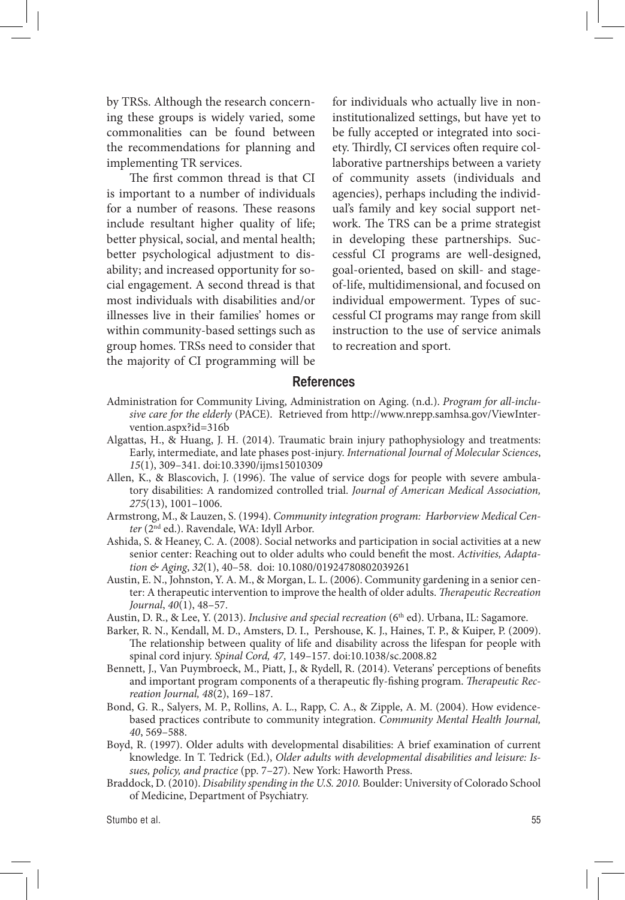by TRSs. Although the research concerning these groups is widely varied, some commonalities can be found between the recommendations for planning and implementing TR services.

The first common thread is that CI is important to a number of individuals for a number of reasons. These reasons include resultant higher quality of life; better physical, social, and mental health; better psychological adjustment to disability; and increased opportunity for social engagement. A second thread is that most individuals with disabilities and/or illnesses live in their families' homes or within community-based settings such as group homes. TRSs need to consider that the majority of CI programming will be for individuals who actually live in non-institutionalized settings, but have yet to be fully accepted or integrated into society. Thirdly, CI services often require collaborative partnerships between a variety of community assets (individuals and agencies), perhaps including the individual's family and key social support network. The TRS can be a prime strategist in developing these partnerships. Successful CI programs are well-designed, goal-oriented, based on skill- and stage-of-life, multidimensional, and focused on individual empowerment. Types of successful CI programs may range from skill instruction to the use of service animals to recreation and sport.

## References

Administration for Community Living, Administration on Aging. (n.d.). *Program for all-inclusive care for the elderly* (PACE). Retrieved from http://www.nrepp.samhsa.gov/ViewIntervention.aspx?id=316b

Algattas, H., & Huang, J. H. (2014). Traumatic brain injury pathophysiology and treatments: Early, intermediate, and late phases post-injury. *International Journal of Molecular Sciences*, *15*(1), 309–341. doi:10.3390/ijms15010309

Allen, K., & Blascovich, J. (1996). The value of service dogs for people with severe ambulatory disabilities: A randomized controlled trial. *Journal of American Medical Association, 275*(13), 1001–1006.

Armstrong, M., & Lauzen, S. (1994). *Community integration program: Harborview Medical Center* (2nd ed.). Ravendale, WA: Idyll Arbor.

Ashida, S. & Heaney, C. A. (2008). Social networks and participation in social activities at a new senior center: Reaching out to older adults who could benefit the most. *Activities, Adaptation & Aging*, *32*(1), 40–58. doi: 10.1080/01924780802039261

Austin, E. N., Johnston, Y. A. M., & Morgan, L. L. (2006). Community gardening in a senior center: A therapeutic intervention to improve the health of older adults. *Therapeutic Recreation Journal*, *40*(1), 48–57.

Austin, D. R., & Lee, Y. (2013). *Inclusive and special recreation* (6th ed). Urbana, IL: Sagamore.

Barker, R. N., Kendall, M. D., Amsters, D. I., Pershouse, K. J., Haines, T. P., & Kuiper, P. (2009). The relationship between quality of life and disability across the lifespan for people with spinal cord injury. *Spinal Cord, 47,* 149–157. doi:10.1038/sc.2008.82

Bennett, J., Van Puymbroeck, M., Piatt, J., & Rydell, R. (2014). Veterans' perceptions of benefits and important program components of a therapeutic fly-fishing program. *Therapeutic Recreation Journal, 48*(2), 169–187.

Bond, G. R., Salyers, M. P., Rollins, A. L., Rapp, C. A., & Zipple, A. M. (2004). How evidence-based practices contribute to community integration. *Community Mental Health Journal, 40*, 569–588.

Boyd, R. (1997). Older adults with developmental disabilities: A brief examination of current knowledge. In T. Tedrick (Ed.), *Older adults with developmental disabilities and leisure: Issues, policy, and practice* (pp. 7–27). New York: Haworth Press.

Braddock, D. (2010). *Disability spending in the U.S. 2010.* Boulder: University of Colorado School of Medicine, Department of Psychiatry.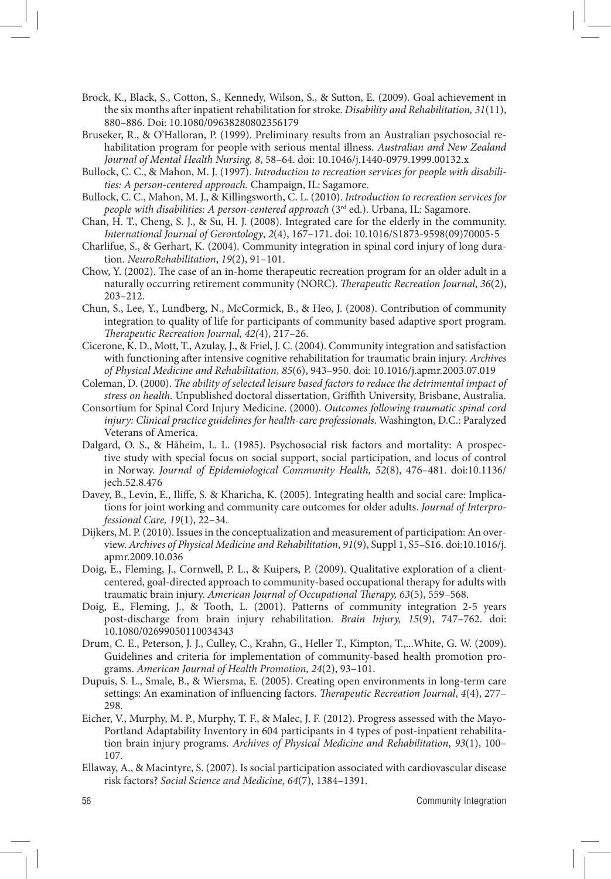Brock, K., Black, S., Cotton, S., Kennedy, Wilson, S., & Sutton, E. (2009). Goal achievement in the six months after inpatient rehabilitation for stroke. *Disability and Rehabilitation, 31*(11), 880–886. Doi: 10.1080/09638280802356179

Bruseker, R., & O'Halloran, P. (1999). Preliminary results from an Australian psychosocial rehabilitation program for people with serious mental illness. *Australian and New Zealand Journal of Mental Health Nursing, 8*, 58–64. doi: 10.1046/j.1440-0979.1999.00132.x

Bullock, C. C., & Mahon, M. J. (1997). *Introduction to recreation services for people with disabilities: A person-centered approach.* Champaign, IL: Sagamore.

Bullock, C. C., Mahon, M. J., & Killingsworth, C. L. (2010). *Introduction to recreation services for people with disabilities: A person-centered approach* (3rd ed.). Urbana, IL: Sagamore.

Chan, H. T., Cheng, S. J., & Su, H. J. (2008). Integrated care for the elderly in the community. *International Journal of Gerontology*, *2*(4), 167–171. doi: 10.1016/S1873-9598(09)70005-5

Charlifue, S., & Gerhart, K. (2004). Community integration in spinal cord injury of long duration. *NeuroRehabilitation*, *19*(2), 91–101.

Chow, Y. (2002). The case of an in-home therapeutic recreation program for an older adult in a naturally occurring retirement community (NORC). *Therapeutic Recreation Journal*, *36*(2), 203–212.

Chun, S., Lee, Y., Lundberg, N., McCormick, B., & Heo, J. (2008). Contribution of community integration to quality of life for participants of community based adaptive sport program. *Therapeutic Recreation Journal, 42(*4), 217–26.

Cicerone, K. D., Mott, T., Azulay, J., & Friel, J. C. (2004). Community integration and satisfaction with functioning after intensive cognitive rehabilitation for traumatic brain injury. *Archives of Physical Medicine and Rehabilitation*, *85*(6), 943–950. doi: 10.1016/j.apmr.2003.07.019

Coleman, D. (2000). *The ability of selected leisure based factors to reduce the detrimental impact of stress on health.* Unpublished doctoral dissertation, Griffith University, Brisbane, Australia.

Consortium for Spinal Cord Injury Medicine. (2000). *Outcomes following traumatic spinal cord injury: Clinical practice guidelines for health-care professionals*. Washington, D.C.: Paralyzed Veterans of America.

Dalgard, O. S., & Håheim, L. L. (1985). Psychosocial risk factors and mortality: A prospective study with special focus on social support, social participation, and locus of control in Norway. *Journal of Epidemiological Community Health, 52*(8), 476–481. doi:10.1136/jech.52.8.476

Davey, B., Levin, E., Iliffe, S. & Kharicha, K. (2005). Integrating health and social care: Implications for joint working and community care outcomes for older adults. *Journal of Interprofessional Care, 19*(1), 22–34.

Dijkers, M. P. (2010). Issues in the conceptualization and measurement of participation: An overview. *Archives of Physical Medicine and Rehabilitation*, *91*(9), Suppl 1, S5–S16. doi:10.1016/j.apmr.2009.10.036

Doig, E., Fleming, J., Cornwell, P. L., & Kuipers, P. (2009). Qualitative exploration of a client-centered, goal-directed approach to community-based occupational therapy for adults with traumatic brain injury. *American Journal of Occupational Therapy, 63*(5), 559–568.

Doig, E., Fleming, J., & Tooth, L. (2001). Patterns of community integration 2-5 years post-discharge from brain injury rehabilitation. *Brain Injury, 15*(9), 747–762. doi: 10.1080/02699050110034343

Drum, C. E., Peterson, J. J., Culley, C., Krahn, G., Heller T., Kimpton, T.,...White, G. W. (2009). Guidelines and criteria for implementation of community-based health promotion programs. *American Journal of Health Promotion, 24*(2), 93–101.

Dupuis, S. L., Smale, B., & Wiersma, E. (2005). Creating open environments in long-term care settings: An examination of influencing factors. *Therapeutic Recreation Journal*, *4*(4), 277–298.

Eicher, V., Murphy, M. P., Murphy, T. F., & Malec, J. F. (2012). Progress assessed with the Mayo-Portland Adaptability Inventory in 604 participants in 4 types of post-inpatient rehabilitation brain injury programs. *Archives of Physical Medicine and Rehabilitation*, *93*(1), 100–107.

Ellaway, A., & Macintyre, S. (2007). Is social participation associated with cardiovascular disease risk factors? *Social Science and Medicine, 64*(7), 1384–1391.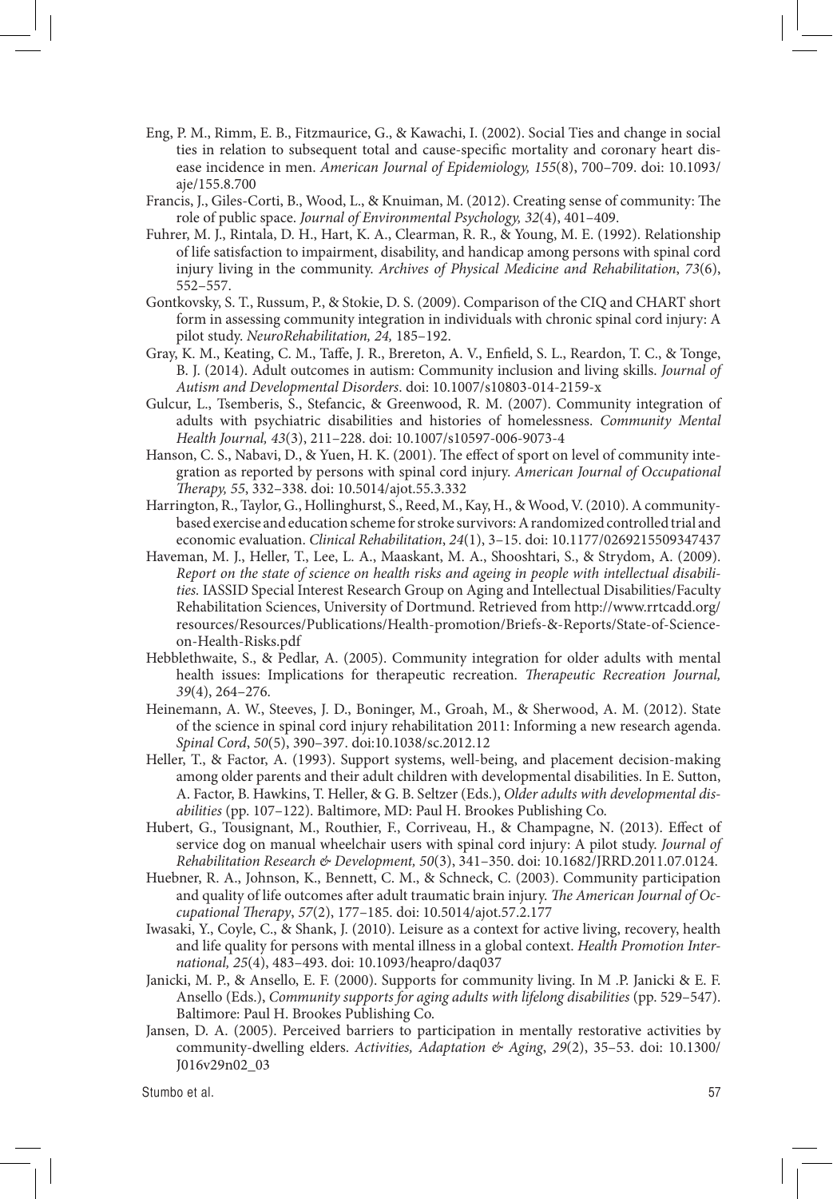Eng, P. M., Rimm, E. B., Fitzmaurice, G., & Kawachi, I. (2002). Social Ties and change in social ties in relation to subsequent total and cause-specific mortality and coronary heart disease incidence in men. *American Journal of Epidemiology, 155*(8), 700–709. doi: 10.1093/aje/155.8.700

Francis, J., Giles-Corti, B., Wood, L., & Knuiman, M. (2012). Creating sense of community: The role of public space. *Journal of Environmental Psychology, 32*(4), 401–409.

Fuhrer, M. J., Rintala, D. H., Hart, K. A., Clearman, R. R., & Young, M. E. (1992). Relationship of life satisfaction to impairment, disability, and handicap among persons with spinal cord injury living in the community. *Archives of Physical Medicine and Rehabilitation*, *73*(6), 552–557.

Gontkovsky, S. T., Russum, P., & Stokie, D. S. (2009). Comparison of the CIQ and CHART short form in assessing community integration in individuals with chronic spinal cord injury: A pilot study. *NeuroRehabilitation, 24,* 185–192.

Gray, K. M., Keating, C. M., Taffe, J. R., Brereton, A. V., Enfield, S. L., Reardon, T. C., & Tonge, B. J. (2014). Adult outcomes in autism: Community inclusion and living skills. *Journal of Autism and Developmental Disorders*. doi: 10.1007/s10803-014-2159-x

Gulcur, L., Tsemberis, S., Stefancic, & Greenwood, R. M. (2007). Community integration of adults with psychiatric disabilities and histories of homelessness. *Community Mental Health Journal, 43*(3), 211–228. doi: 10.1007/s10597-006-9073-4

Hanson, C. S., Nabavi, D., & Yuen, H. K. (2001). The effect of sport on level of community integration as reported by persons with spinal cord injury. *American Journal of Occupational Therapy, 55*, 332–338. doi: 10.5014/ajot.55.3.332

Harrington, R., Taylor, G., Hollinghurst, S., Reed, M., Kay, H., & Wood, V. (2010). A community-based exercise and education scheme for stroke survivors: A randomized controlled trial and economic evaluation. *Clinical Rehabilitation*, *24*(1), 3–15. doi: 10.1177/0269215509347437

Haveman, M. J., Heller, T., Lee, L. A., Maaskant, M. A., Shooshtari, S., & Strydom, A. (2009). *Report on the state of science on health risks and ageing in people with intellectual disabilities.* IASSID Special Interest Research Group on Aging and Intellectual Disabilities/Faculty Rehabilitation Sciences, University of Dortmund. Retrieved from http://www.rrtcadd.org/resources/Resources/Publications/Health-promotion/Briefs-&-Reports/State-of-Science-on-Health-Risks.pdf

Hebblethwaite, S., & Pedlar, A. (2005). Community integration for older adults with mental health issues: Implications for therapeutic recreation. *Therapeutic Recreation Journal, 39*(4), 264–276.

Heinemann, A. W., Steeves, J. D., Boninger, M., Groah, M., & Sherwood, A. M. (2012). State of the science in spinal cord injury rehabilitation 2011: Informing a new research agenda. *Spinal Cord*, *50*(5), 390–397. doi:10.1038/sc.2012.12

Heller, T., & Factor, A. (1993). Support systems, well-being, and placement decision-making among older parents and their adult children with developmental disabilities. In E. Sutton, A. Factor, B. Hawkins, T. Heller, & G. B. Seltzer (Eds.), *Older adults with developmental disabilities* (pp. 107–122). Baltimore, MD: Paul H. Brookes Publishing Co.

Hubert, G., Tousignant, M., Routhier, F., Corriveau, H., & Champagne, N. (2013). Effect of service dog on manual wheelchair users with spinal cord injury: A pilot study. *Journal of Rehabilitation Research & Development, 50*(3), 341–350. doi: 10.1682/JRRD.2011.07.0124.

Huebner, R. A., Johnson, K., Bennett, C. M., & Schneck, C. (2003). Community participation and quality of life outcomes after adult traumatic brain injury. *The American Journal of Occupational Therapy*, *57*(2), 177–185. doi: 10.5014/ajot.57.2.177

Iwasaki, Y., Coyle, C., & Shank, J. (2010). Leisure as a context for active living, recovery, health and life quality for persons with mental illness in a global context. *Health Promotion International, 25*(4), 483–493. doi: 10.1093/heapro/daq037

Janicki, M. P., & Ansello, E. F. (2000). Supports for community living. In M .P. Janicki & E. F. Ansello (Eds.), *Community supports for aging adults with lifelong disabilities* (pp. 529–547). Baltimore: Paul H. Brookes Publishing Co.

Jansen, D. A. (2005). Perceived barriers to participation in mentally restorative activities by community-dwelling elders. *Activities, Adaptation & Aging*, *29*(2), 35–53. doi: 10.1300/J016v29n02_03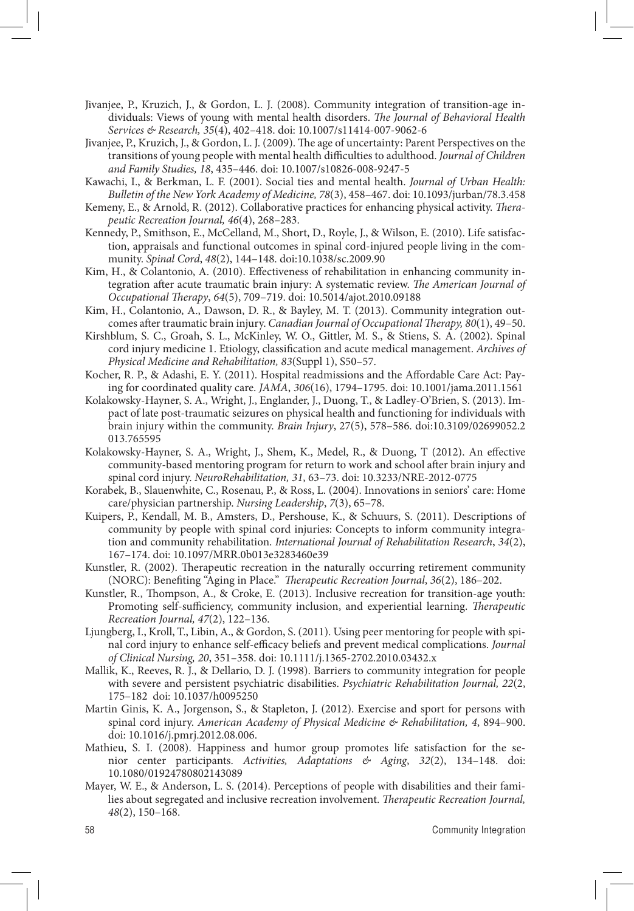Jivanjee, P., Kruzich, J., & Gordon, L. J. (2008). Community integration of transition-age individuals: Views of young with mental health disorders. *The Journal of Behavioral Health Services & Research, 35*(4), 402–418. doi: 10.1007/s11414-007-9062-6

Jivanjee, P., Kruzich, J., & Gordon, L. J. (2009). The age of uncertainty: Parent Perspectives on the transitions of young people with mental health difficulties to adulthood. *Journal of Children and Family Studies, 18*, 435–446. doi: 10.1007/s10826-008-9247-5

Kawachi, I., & Berkman, L. F. (2001). Social ties and mental health. *Journal of Urban Health: Bulletin of the New York Academy of Medicine, 78*(3), 458–467. doi: 10.1093/jurban/78.3.458

Kemeny, E., & Arnold, R. (2012). Collaborative practices for enhancing physical activity. *Therapeutic Recreation Journal, 46*(4), 268–283.

Kennedy, P., Smithson, E., McCelland, M., Short, D., Royle, J., & Wilson, E. (2010). Life satisfaction, appraisals and functional outcomes in spinal cord-injured people living in the community. *Spinal Cord*, *48*(2), 144–148. doi:10.1038/sc.2009.90

Kim, H., & Colantonio, A. (2010). Effectiveness of rehabilitation in enhancing community integration after acute traumatic brain injury: A systematic review. *The American Journal of Occupational Therapy*, *64*(5), 709–719. doi: 10.5014/ajot.2010.09188

Kim, H., Colantonio, A., Dawson, D. R., & Bayley, M. T. (2013). Community integration outcomes after traumatic brain injury. *Canadian Journal of Occupational Therapy, 80*(1), 49–50.

Kirshblum, S. C., Groah, S. L., McKinley, W. O., Gittler, M. S., & Stiens, S. A. (2002). Spinal cord injury medicine 1. Etiology, classification and acute medical management. *Archives of Physical Medicine and Rehabilitation, 83*(Suppl 1), S50–57.

Kocher, R. P., & Adashi, E. Y. (2011). Hospital readmissions and the Affordable Care Act: Paying for coordinated quality care. *JAMA*, *306*(16), 1794–1795. doi: 10.1001/jama.2011.1561

Kolakowsky-Hayner, S. A., Wright, J., Englander, J., Duong, T., & Ladley-O'Brien, S. (2013). Impact of late post-traumatic seizures on physical health and functioning for individuals with brain injury within the community. *Brain Injury*, 27(5), 578–586. doi:10.3109/02699052.2013.765595

Kolakowsky-Hayner, S. A., Wright, J., Shem, K., Medel, R., & Duong, T (2012). An effective community-based mentoring program for return to work and school after brain injury and spinal cord injury. *NeuroRehabilitation, 31*, 63–73. doi: 10.3233/NRE-2012-0775

Korabek, B., Slauenwhite, C., Rosenau, P., & Ross, L. (2004). Innovations in seniors' care: Home care/physician partnership. *Nursing Leadership*, *7*(3), 65–78.

Kuipers, P., Kendall, M. B., Amsters, D., Pershouse, K., & Schuurs, S. (2011). Descriptions of community by people with spinal cord injuries: Concepts to inform community integration and community rehabilitation. *International Journal of Rehabilitation Research*, *34*(2), 167–174. doi: 10.1097/MRR.0b013e3283460e39

Kunstler, R. (2002). Therapeutic recreation in the naturally occurring retirement community (NORC): Benefiting "Aging in Place." *Therapeutic Recreation Journal*, *36*(2), 186–202.

Kunstler, R., Thompson, A., & Croke, E. (2013). Inclusive recreation for transition-age youth: Promoting self-sufficiency, community inclusion, and experiential learning. *Therapeutic Recreation Journal, 47*(2), 122–136.

Ljungberg, I., Kroll, T., Libin, A., & Gordon, S. (2011). Using peer mentoring for people with spinal cord injury to enhance self-efficacy beliefs and prevent medical complications. *Journal of Clinical Nursing, 20*, 351–358. doi: 10.1111/j.1365-2702.2010.03432.x

Mallik, K., Reeves, R. J., & Dellario, D. J. (1998). Barriers to community integration for people with severe and persistent psychiatric disabilities. *Psychiatric Rehabilitation Journal, 22*(2, 175–182 doi: 10.1037/h0095250

Martin Ginis, K. A., Jorgenson, S., & Stapleton, J. (2012). Exercise and sport for persons with spinal cord injury. *American Academy of Physical Medicine & Rehabilitation, 4*, 894–900. doi: 10.1016/j.pmrj.2012.08.006.

Mathieu, S. I. (2008). Happiness and humor group promotes life satisfaction for the senior center participants. *Activities, Adaptations & Aging*, *32*(2), 134–148. doi: 10.1080/01924780802143089

Mayer, W. E., & Anderson, L. S. (2014). Perceptions of people with disabilities and their families about segregated and inclusive recreation involvement. *Therapeutic Recreation Journal, 48*(2), 150–168.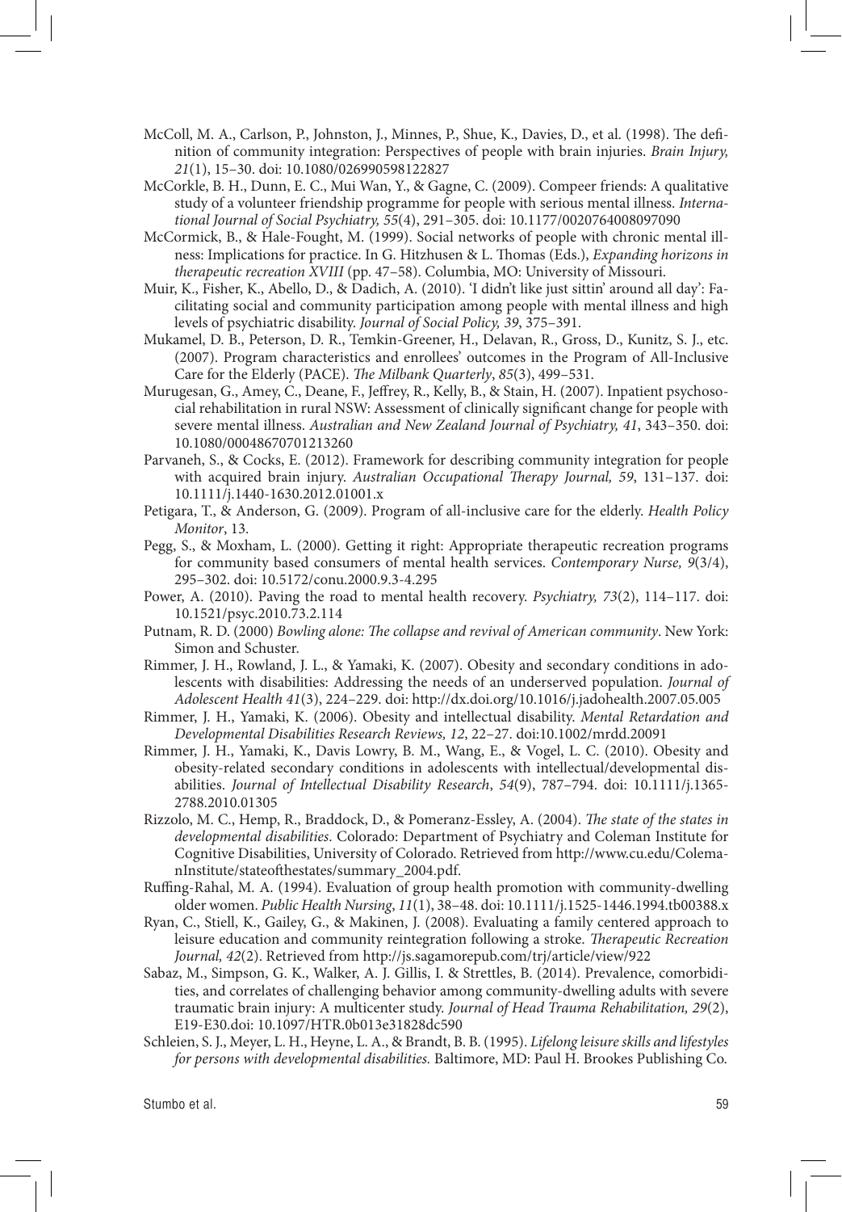McColl, M. A., Carlson, P., Johnston, J., Minnes, P., Shue, K., Davies, D., et al. (1998). The definition of community integration: Perspectives of people with brain injuries. *Brain Injury, 21*(1), 15–30. doi: 10.1080/026990598122827

McCorkle, B. H., Dunn, E. C., Mui Wan, Y., & Gagne, C. (2009). Compeer friends: A qualitative study of a volunteer friendship programme for people with serious mental illness. *International Journal of Social Psychiatry, 55*(4), 291–305. doi: 10.1177/0020764008097090

McCormick, B., & Hale-Fought, M. (1999). Social networks of people with chronic mental illness: Implications for practice. In G. Hitzhusen & L. Thomas (Eds.), *Expanding horizons in therapeutic recreation XVIII* (pp. 47–58). Columbia, MO: University of Missouri.

Muir, K., Fisher, K., Abello, D., & Dadich, A. (2010). 'I didn't like just sittin' around all day': Facilitating social and community participation among people with mental illness and high levels of psychiatric disability. *Journal of Social Policy, 39*, 375–391.

Mukamel, D. B., Peterson, D. R., Temkin-Greener, H., Delavan, R., Gross, D., Kunitz, S. J., etc. (2007). Program characteristics and enrollees' outcomes in the Program of All-Inclusive Care for the Elderly (PACE). *The Milbank Quarterly*, *85*(3), 499–531.

Murugesan, G., Amey, C., Deane, F., Jeffrey, R., Kelly, B., & Stain, H. (2007). Inpatient psychosocial rehabilitation in rural NSW: Assessment of clinically significant change for people with severe mental illness. *Australian and New Zealand Journal of Psychiatry, 41*, 343–350. doi: 10.1080/00048670701213260

Parvaneh, S., & Cocks, E. (2012). Framework for describing community integration for people with acquired brain injury. *Australian Occupational Therapy Journal, 59*, 131–137. doi: 10.1111/j.1440-1630.2012.01001.x

Petigara, T., & Anderson, G. (2009). Program of all-inclusive care for the elderly. *Health Policy Monitor*, 13.

Pegg, S., & Moxham, L. (2000). Getting it right: Appropriate therapeutic recreation programs for community based consumers of mental health services. *Contemporary Nurse, 9*(3/4), 295–302. doi: 10.5172/conu.2000.9.3-4.295

Power, A. (2010). Paving the road to mental health recovery. *Psychiatry, 73*(2), 114–117. doi: 10.1521/psyc.2010.73.2.114

Putnam, R. D. (2000) *Bowling alone: The collapse and revival of American community*. New York: Simon and Schuster.

Rimmer, J. H., Rowland, J. L., & Yamaki, K. (2007). Obesity and secondary conditions in adolescents with disabilities: Addressing the needs of an underserved population. *Journal of Adolescent Health 41*(3), 224–229. doi: http://dx.doi.org/10.1016/j.jadohealth.2007.05.005

Rimmer, J. H., Yamaki, K. (2006). Obesity and intellectual disability. *Mental Retardation and Developmental Disabilities Research Reviews, 12*, 22–27. doi:10.1002/mrdd.20091

Rimmer, J. H., Yamaki, K., Davis Lowry, B. M., Wang, E., & Vogel, L. C. (2010). Obesity and obesity-related secondary conditions in adolescents with intellectual/developmental disabilities. *Journal of Intellectual Disability Research*, *54*(9), 787–794. doi: 10.1111/j.1365-2788.2010.01305

Rizzolo, M. C., Hemp, R., Braddock, D., & Pomeranz-Essley, A. (2004). *The state of the states in developmental disabilities*. Colorado: Department of Psychiatry and Coleman Institute for Cognitive Disabilities, University of Colorado. Retrieved from http://www.cu.edu/ColemanInstitute/stateofthestates/summary_2004.pdf.

Ruffing-Rahal, M. A. (1994). Evaluation of group health promotion with community-dwelling older women. *Public Health Nursing*, *11*(1), 38–48. doi: 10.1111/j.1525-1446.1994.tb00388.x

Ryan, C., Stiell, K., Gailey, G., & Makinen, J. (2008). Evaluating a family centered approach to leisure education and community reintegration following a stroke. *Therapeutic Recreation Journal, 42*(2). Retrieved from http://js.sagamorepub.com/trj/article/view/922

Sabaz, M., Simpson, G. K., Walker, A. J. Gillis, I. & Strettles, B. (2014). Prevalence, comorbidities, and correlates of challenging behavior among community-dwelling adults with severe traumatic brain injury: A multicenter study. *Journal of Head Trauma Rehabilitation, 29*(2), E19-E30.doi: 10.1097/HTR.0b013e31828dc590

Schleien, S. J., Meyer, L. H., Heyne, L. A., & Brandt, B. B. (1995). *Lifelong leisure skills and lifestyles for persons with developmental disabilities.* Baltimore, MD: Paul H. Brookes Publishing Co.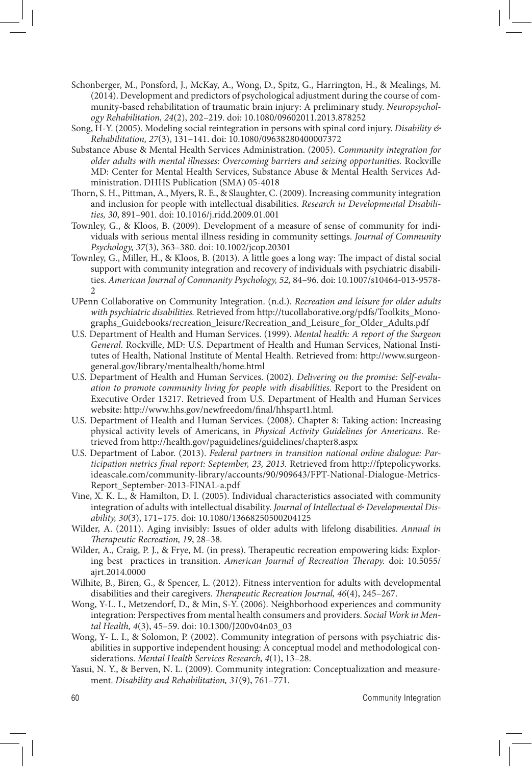Schonberger, M., Ponsford, J., McKay, A., Wong, D., Spitz, G., Harrington, H., & Mealings, M. (2014). Development and predictors of psychological adjustment during the course of community-based rehabilitation of traumatic brain injury: A preliminary study. *Neuropsychology Rehabilitation, 24*(2), 202–219. doi: 10.1080/09602011.2013.878252

Song, H-Y. (2005). Modeling social reintegration in persons with spinal cord injury. *Disability & Rehabilitation, 27*(3), 131–141. doi: 10.1080/09638280400007372

Substance Abuse & Mental Health Services Administration. (2005). *Community integration for older adults with mental illnesses: Overcoming barriers and seizing opportunities.* Rockville MD: Center for Mental Health Services, Substance Abuse & Mental Health Services Administration. DHHS Publication (SMA) 05-4018

Thorn, S. H., Pittman, A., Myers, R. E., & Slaughter, C. (2009). Increasing community integration and inclusion for people with intellectual disabilities. *Research in Developmental Disabilities, 30*, 891–901. doi: 10.1016/j.ridd.2009.01.001

Townley, G., & Kloos, B. (2009). Development of a measure of sense of community for individuals with serious mental illness residing in community settings. *Journal of Community Psychology, 37*(3), 363–380. doi: 10.1002/jcop.20301

Townley, G., Miller, H., & Kloos, B. (2013). A little goes a long way: The impact of distal social support with community integration and recovery of individuals with psychiatric disabilities. *American Journal of Community Psychology, 52,* 84–96. doi: 10.1007/s10464-013-9578-2

UPenn Collaborative on Community Integration. (n.d.). *Recreation and leisure for older adults with psychiatric disabilities.* Retrieved from http://tucollaborative.org/pdfs/Toolkits_Monographs_Guidebooks/recreation_leisure/Recreation_and_Leisure_for_Older_Adults.pdf

U.S. Department of Health and Human Services. (1999). *Mental health: A report of the Surgeon General*. Rockville, MD: U.S. Department of Health and Human Services, National Institutes of Health, National Institute of Mental Health. Retrieved from: http://www.surgeongeneral.gov/library/mentalhealth/home.html

U.S. Department of Health and Human Services. (2002). *Delivering on the promise: Self-evaluation to promote community living for people with disabilities.* Report to the President on Executive Order 13217. Retrieved from U.S. Department of Health and Human Services website: http://www.hhs.gov/newfreedom/final/hhspart1.html.

U.S. Department of Health and Human Services. (2008). Chapter 8: Taking action: Increasing physical activity levels of Americans, in *Physical Activity Guidelines for Americans*. Retrieved from http://health.gov/paguidelines/guidelines/chapter8.aspx

U.S. Department of Labor. (2013). *Federal partners in transition national online dialogue: Participation metrics final report: September, 23, 2013.* Retrieved from http://fptepolicyworks.ideascale.com/community-library/accounts/90/909643/FPT-National-Dialogue-Metrics-Report_September-2013-FINAL-a.pdf

Vine, X. K. L., & Hamilton, D. I. (2005). Individual characteristics associated with community integration of adults with intellectual disability. *Journal of Intellectual & Developmental Disability, 30*(3), 171–175. doi: 10.1080/13668250500204125

Wilder, A. (2011). Aging invisibly: Issues of older adults with lifelong disabilities. *Annual in Therapeutic Recreation, 19*, 28–38.

Wilder, A., Craig, P. J., & Frye, M. (in press). Therapeutic recreation empowering kids: Exploring best practices in transition. *American Journal of Recreation Therapy.* doi: 10.5055/ajrt.2014.0000

Wilhite, B., Biren, G., & Spencer, L. (2012). Fitness intervention for adults with developmental disabilities and their caregivers. *Therapeutic Recreation Journal, 46*(4), 245–267.

Wong, Y-L. I., Metzendorf, D., & Min, S-Y. (2006). Neighborhood experiences and community integration: Perspectives from mental health consumers and providers. *Social Work in Mental Health, 4*(3), 45–59. doi: 10.1300/J200v04n03_03

Wong, Y- L. I., & Solomon, P. (2002). Community integration of persons with psychiatric disabilities in supportive independent housing: A conceptual model and methodological considerations. *Mental Health Services Research, 4*(1), 13–28.

Yasui, N. Y., & Berven, N. L. (2009). Community integration: Conceptualization and measurement. *Disability and Rehabilitation, 31*(9), 761–771.